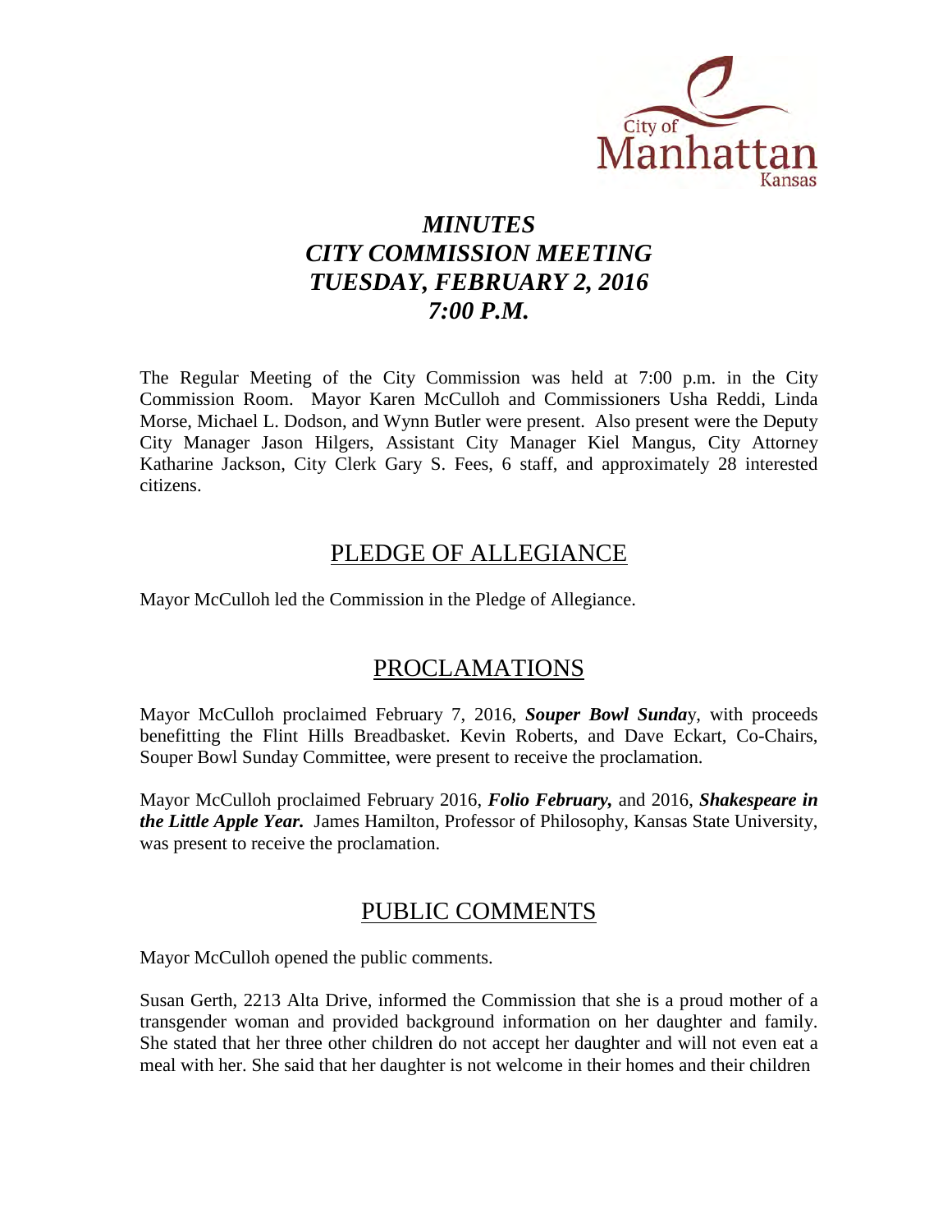# *MINUTES*
# *CITY COMMISSION MEETING*
# *TUESDAY, FEBRUARY 2, 2016*
# *7:00 P.M.*

The Regular Meeting of the City Commission was held at 7:00 p.m. in the City Commission Room. Mayor Karen McCulloh and Commissioners Usha Reddi, Linda Morse, Michael L. Dodson, and Wynn Butler were present. Also present were the Deputy City Manager Jason Hilgers, Assistant City Manager Kiel Mangus, City Attorney Katharine Jackson, City Clerk Gary S. Fees, 6 staff, and approximately 28 interested citizens.

## PLEDGE OF ALLEGIANCE

Mayor McCulloh led the Commission in the Pledge of Allegiance.

## PROCLAMATIONS

Mayor McCulloh proclaimed February 7, 2016, ***Souper Bowl Sunda***y, with proceeds benefitting the Flint Hills Breadbasket. Kevin Roberts, and Dave Eckart, Co-Chairs, Souper Bowl Sunday Committee, were present to receive the proclamation.

Mayor McCulloh proclaimed February 2016, ***Folio February,*** and 2016, ***Shakespeare in the Little Apple Year.*** James Hamilton, Professor of Philosophy, Kansas State University, was present to receive the proclamation.

## PUBLIC COMMENTS

Mayor McCulloh opened the public comments.

Susan Gerth, 2213 Alta Drive, informed the Commission that she is a proud mother of a transgender woman and provided background information on her daughter and family. She stated that her three other children do not accept her daughter and will not even eat a meal with her. She said that her daughter is not welcome in their homes and their children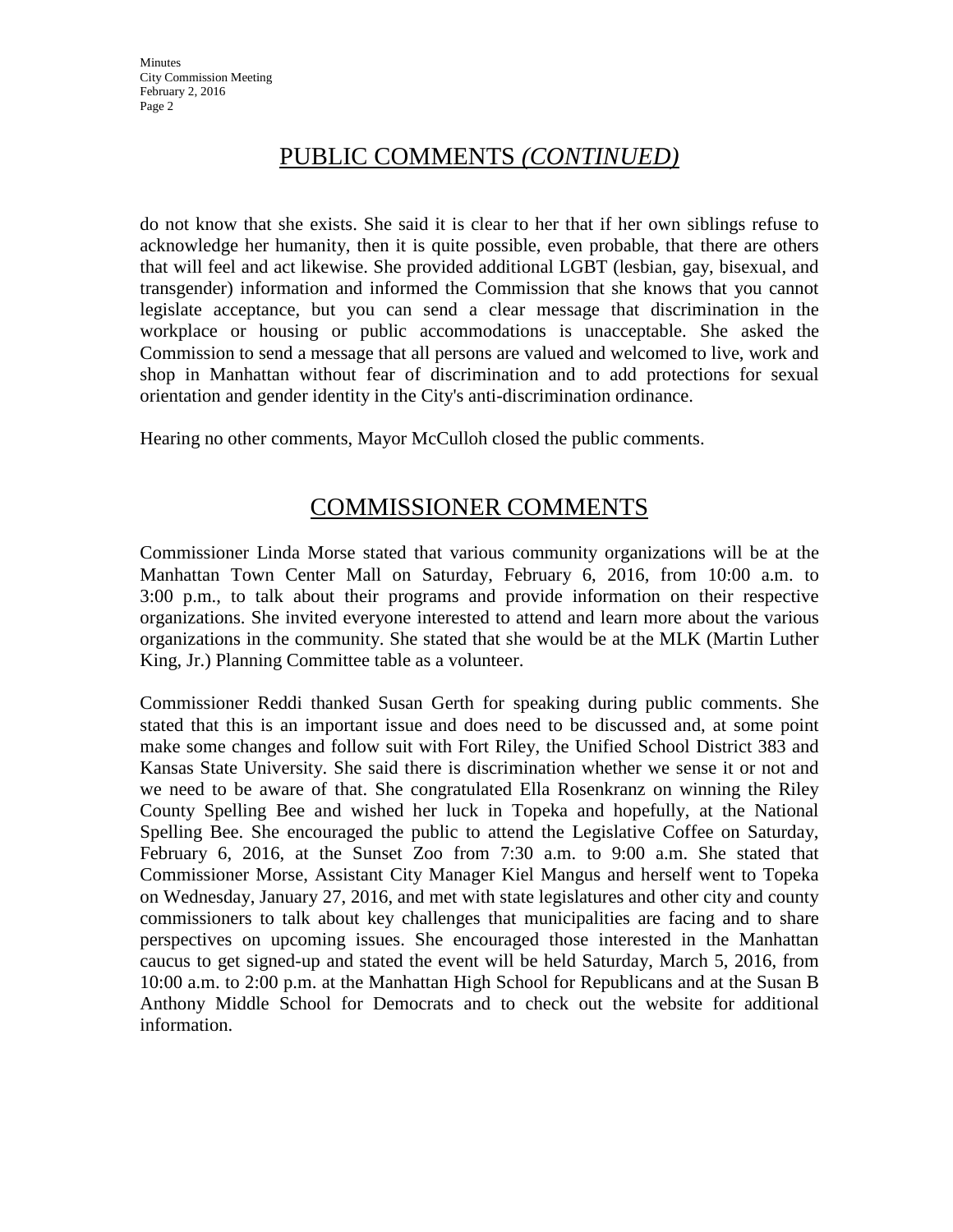## PUBLIC COMMENTS *(CONTINUED)*

do not know that she exists. She said it is clear to her that if her own siblings refuse to acknowledge her humanity, then it is quite possible, even probable, that there are others that will feel and act likewise. She provided additional LGBT (lesbian, gay, bisexual, and transgender) information and informed the Commission that she knows that you cannot legislate acceptance, but you can send a clear message that discrimination in the workplace or housing or public accommodations is unacceptable. She asked the Commission to send a message that all persons are valued and welcomed to live, work and shop in Manhattan without fear of discrimination and to add protections for sexual orientation and gender identity in the City's anti-discrimination ordinance.

Hearing no other comments, Mayor McCulloh closed the public comments.

## COMMISSIONER COMMENTS

Commissioner Linda Morse stated that various community organizations will be at the Manhattan Town Center Mall on Saturday, February 6, 2016, from 10:00 a.m. to 3:00 p.m., to talk about their programs and provide information on their respective organizations. She invited everyone interested to attend and learn more about the various organizations in the community. She stated that she would be at the MLK (Martin Luther King, Jr.) Planning Committee table as a volunteer.

Commissioner Reddi thanked Susan Gerth for speaking during public comments. She stated that this is an important issue and does need to be discussed and, at some point make some changes and follow suit with Fort Riley, the Unified School District 383 and Kansas State University. She said there is discrimination whether we sense it or not and we need to be aware of that. She congratulated Ella Rosenkranz on winning the Riley County Spelling Bee and wished her luck in Topeka and hopefully, at the National Spelling Bee. She encouraged the public to attend the Legislative Coffee on Saturday, February 6, 2016, at the Sunset Zoo from 7:30 a.m. to 9:00 a.m. She stated that Commissioner Morse, Assistant City Manager Kiel Mangus and herself went to Topeka on Wednesday, January 27, 2016, and met with state legislatures and other city and county commissioners to talk about key challenges that municipalities are facing and to share perspectives on upcoming issues. She encouraged those interested in the Manhattan caucus to get signed-up and stated the event will be held Saturday, March 5, 2016, from 10:00 a.m. to 2:00 p.m. at the Manhattan High School for Republicans and at the Susan B Anthony Middle School for Democrats and to check out the website for additional information.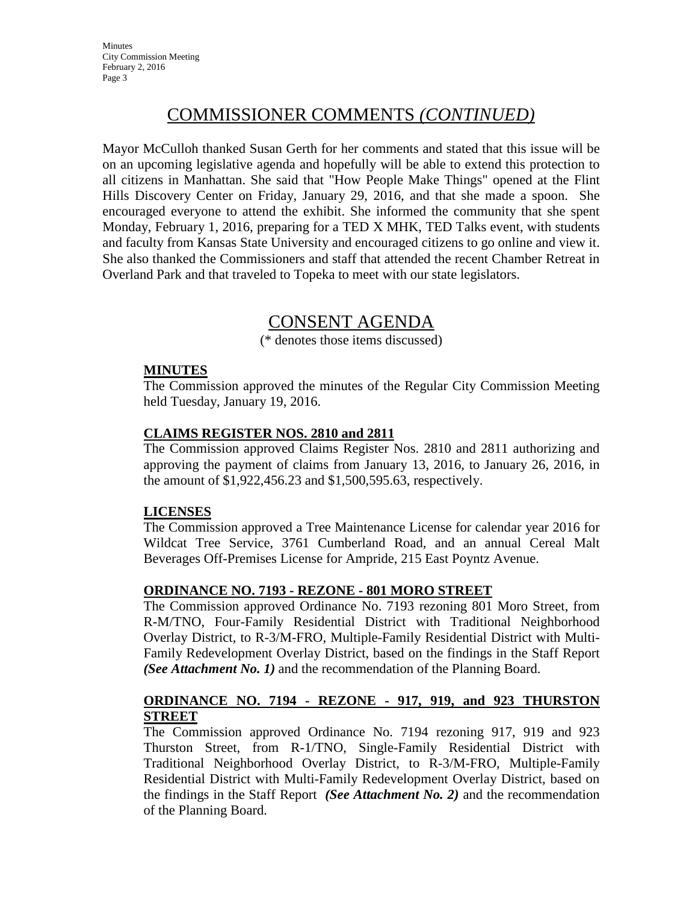## COMMISSIONER COMMENTS *(CONTINUED)*

Mayor McCulloh thanked Susan Gerth for her comments and stated that this issue will be on an upcoming legislative agenda and hopefully will be able to extend this protection to all citizens in Manhattan. She said that "How People Make Things" opened at the Flint Hills Discovery Center on Friday, January 29, 2016, and that she made a spoon. She encouraged everyone to attend the exhibit. She informed the community that she spent Monday, February 1, 2016, preparing for a TED X MHK, TED Talks event, with students and faculty from Kansas State University and encouraged citizens to go online and view it. She also thanked the Commissioners and staff that attended the recent Chamber Retreat in Overland Park and that traveled to Topeka to meet with our state legislators.

## CONSENT AGENDA

(* denotes those items discussed)

### MINUTES

The Commission approved the minutes of the Regular City Commission Meeting held Tuesday, January 19, 2016.

### CLAIMS REGISTER NOS. 2810 and 2811

The Commission approved Claims Register Nos. 2810 and 2811 authorizing and approving the payment of claims from January 13, 2016, to January 26, 2016, in the amount of $1,922,456.23 and $1,500,595.63, respectively.

### LICENSES

The Commission approved a Tree Maintenance License for calendar year 2016 for Wildcat Tree Service, 3761 Cumberland Road, and an annual Cereal Malt Beverages Off-Premises License for Ampride, 215 East Poyntz Avenue.

### ORDINANCE NO. 7193 - REZONE - 801 MORO STREET

The Commission approved Ordinance No. 7193 rezoning 801 Moro Street, from R-M/TNO, Four-Family Residential District with Traditional Neighborhood Overlay District, to R-3/M-FRO, Multiple-Family Residential District with Multi-Family Redevelopment Overlay District, based on the findings in the Staff Report ***(See Attachment No. 1)*** and the recommendation of the Planning Board.

### ORDINANCE NO. 7194 - REZONE - 917, 919, and 923 THURSTON STREET

The Commission approved Ordinance No. 7194 rezoning 917, 919 and 923 Thurston Street, from R-1/TNO, Single-Family Residential District with Traditional Neighborhood Overlay District, to R-3/M-FRO, Multiple-Family Residential District with Multi-Family Redevelopment Overlay District, based on the findings in the Staff Report ***(See Attachment No. 2)*** and the recommendation of the Planning Board.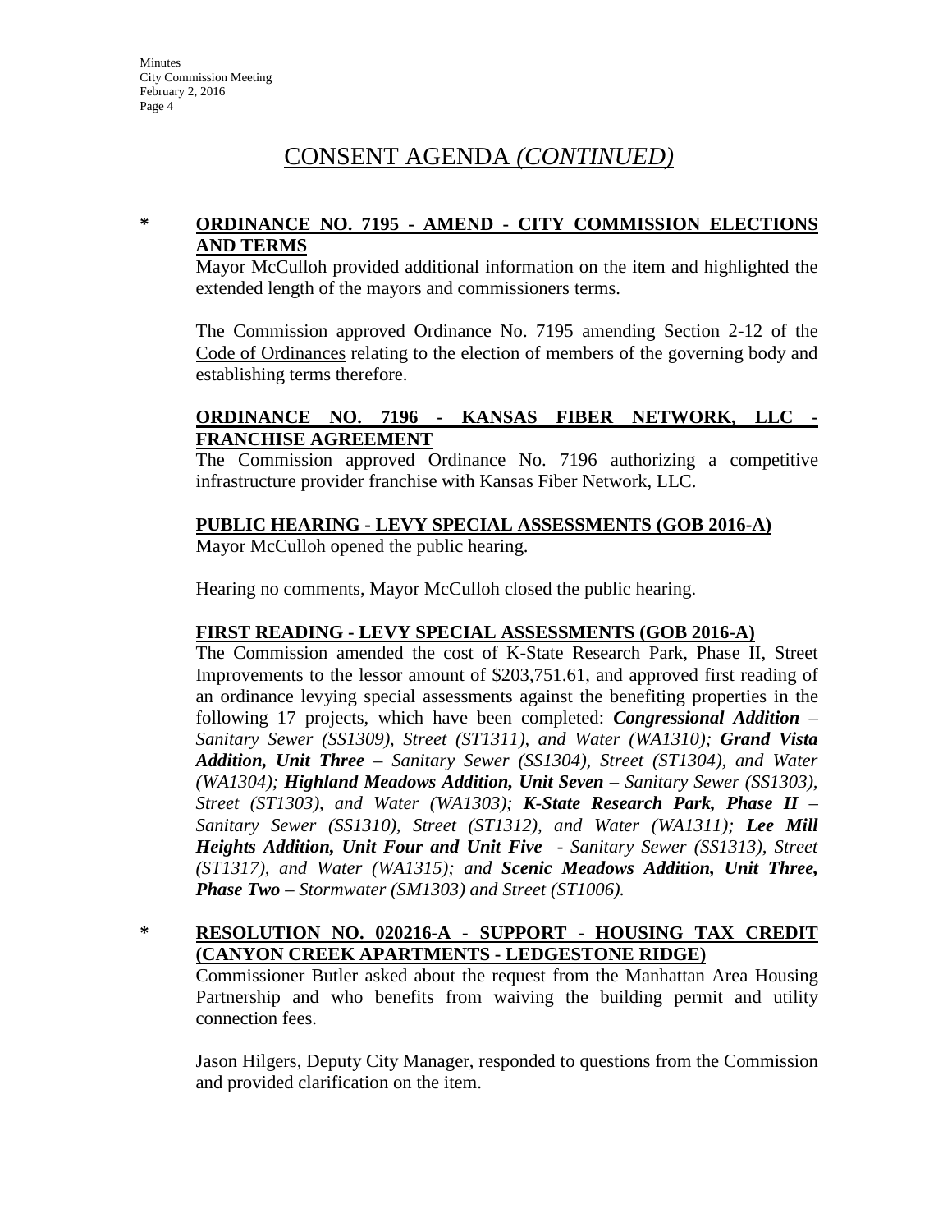# CONSENT AGENDA *(CONTINUED)*

**\* ORDINANCE NO. 7195 - AMEND - CITY COMMISSION ELECTIONS AND TERMS**

Mayor McCulloh provided additional information on the item and highlighted the extended length of the mayors and commissioners terms.

The Commission approved Ordinance No. 7195 amending Section 2-12 of the Code of Ordinances relating to the election of members of the governing body and establishing terms therefore.

**ORDINANCE NO. 7196 - KANSAS FIBER NETWORK, LLC - FRANCHISE AGREEMENT**

The Commission approved Ordinance No. 7196 authorizing a competitive infrastructure provider franchise with Kansas Fiber Network, LLC.

**PUBLIC HEARING - LEVY SPECIAL ASSESSMENTS (GOB 2016-A)**

Mayor McCulloh opened the public hearing.

Hearing no comments, Mayor McCulloh closed the public hearing.

**FIRST READING - LEVY SPECIAL ASSESSMENTS (GOB 2016-A)**

The Commission amended the cost of K-State Research Park, Phase II, Street Improvements to the lessor amount of $203,751.61, and approved first reading of an ordinance levying special assessments against the benefiting properties in the following 17 projects, which have been completed: ***Congressional Addition*** *– Sanitary Sewer (SS1309), Street (ST1311), and Water (WA1310);* ***Grand Vista Addition, Unit Three*** *– Sanitary Sewer (SS1304), Street (ST1304), and Water (WA1304);* ***Highland Meadows Addition, Unit Seven*** *– Sanitary Sewer (SS1303), Street (ST1303), and Water (WA1303);* ***K-State Research Park, Phase II*** *– Sanitary Sewer (SS1310), Street (ST1312), and Water (WA1311);* ***Lee Mill Heights Addition, Unit Four and Unit Five*** *- Sanitary Sewer (SS1313), Street (ST1317), and Water (WA1315); and* ***Scenic Meadows Addition, Unit Three, Phase Two*** *– Stormwater (SM1303) and Street (ST1006).*

**\* RESOLUTION NO. 020216-A - SUPPORT - HOUSING TAX CREDIT (CANYON CREEK APARTMENTS - LEDGESTONE RIDGE)**

Commissioner Butler asked about the request from the Manhattan Area Housing Partnership and who benefits from waiving the building permit and utility connection fees.

Jason Hilgers, Deputy City Manager, responded to questions from the Commission and provided clarification on the item.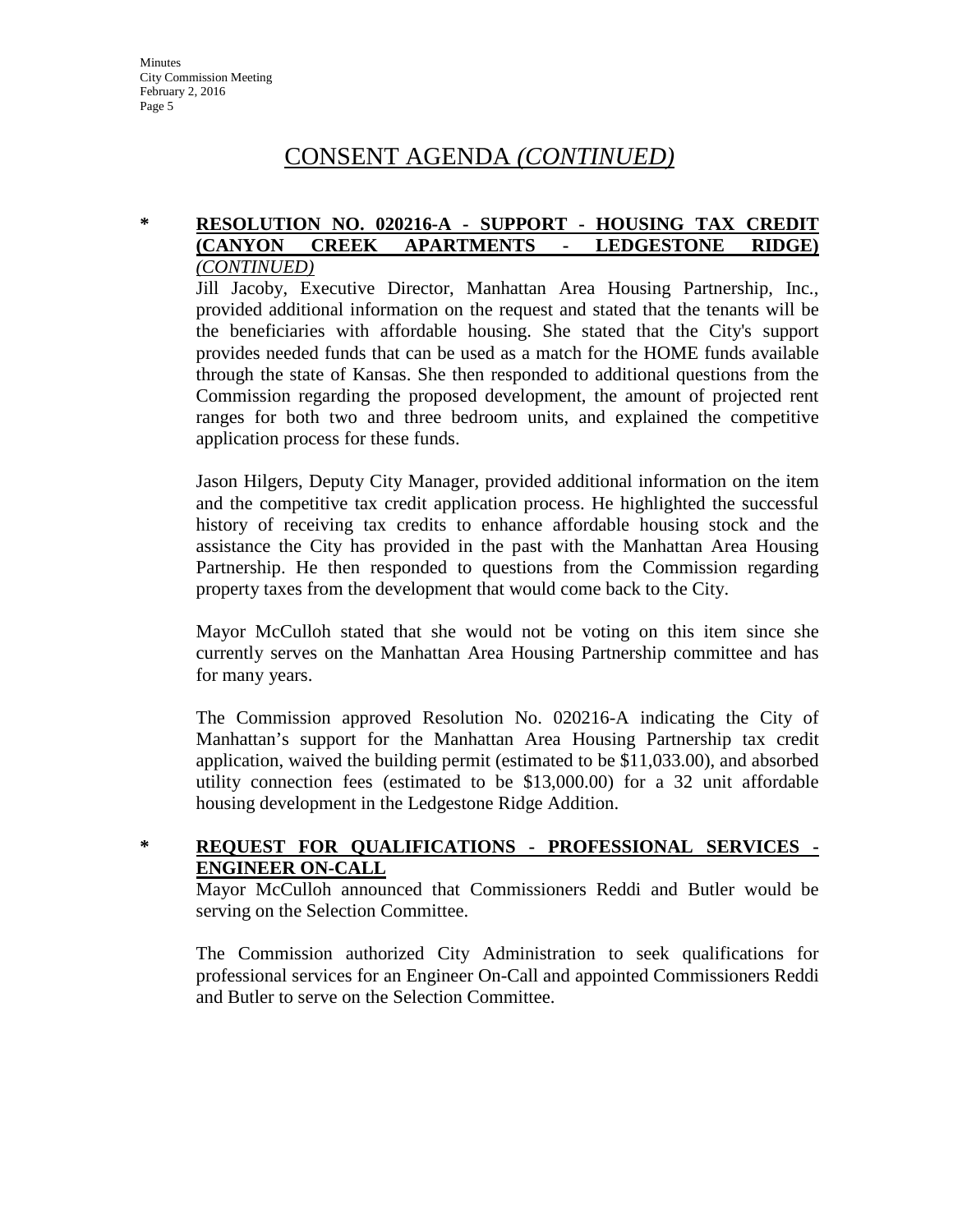## CONSENT AGENDA *(CONTINUED)*

**\* RESOLUTION NO. 020216-A - SUPPORT - HOUSING TAX CREDIT (CANYON CREEK APARTMENTS - LEDGESTONE RIDGE)** ***(CONTINUED)***

Jill Jacoby, Executive Director, Manhattan Area Housing Partnership, Inc., provided additional information on the request and stated that the tenants will be the beneficiaries with affordable housing. She stated that the City's support provides needed funds that can be used as a match for the HOME funds available through the state of Kansas. She then responded to additional questions from the Commission regarding the proposed development, the amount of projected rent ranges for both two and three bedroom units, and explained the competitive application process for these funds.

Jason Hilgers, Deputy City Manager, provided additional information on the item and the competitive tax credit application process. He highlighted the successful history of receiving tax credits to enhance affordable housing stock and the assistance the City has provided in the past with the Manhattan Area Housing Partnership. He then responded to questions from the Commission regarding property taxes from the development that would come back to the City.

Mayor McCulloh stated that she would not be voting on this item since she currently serves on the Manhattan Area Housing Partnership committee and has for many years.

The Commission approved Resolution No. 020216-A indicating the City of Manhattan's support for the Manhattan Area Housing Partnership tax credit application, waived the building permit (estimated to be $11,033.00), and absorbed utility connection fees (estimated to be $13,000.00) for a 32 unit affordable housing development in the Ledgestone Ridge Addition.

**\* REQUEST FOR QUALIFICATIONS - PROFESSIONAL SERVICES - ENGINEER ON-CALL**

Mayor McCulloh announced that Commissioners Reddi and Butler would be serving on the Selection Committee.

The Commission authorized City Administration to seek qualifications for professional services for an Engineer On-Call and appointed Commissioners Reddi and Butler to serve on the Selection Committee.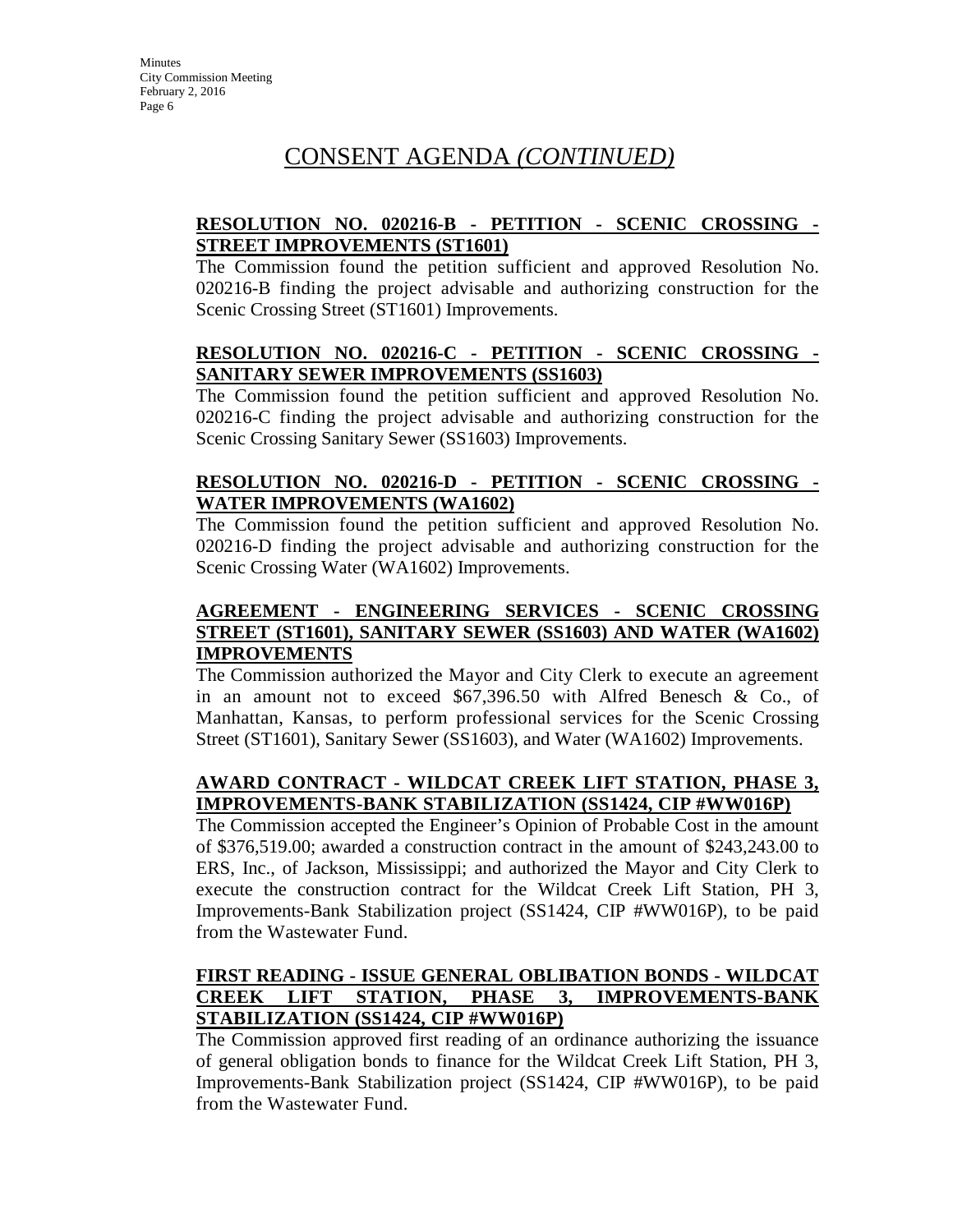## CONSENT AGENDA *(CONTINUED)*

**RESOLUTION NO. 020216-B - PETITION - SCENIC CROSSING - STREET IMPROVEMENTS (ST1601)**

The Commission found the petition sufficient and approved Resolution No. 020216-B finding the project advisable and authorizing construction for the Scenic Crossing Street (ST1601) Improvements.

**RESOLUTION NO. 020216-C - PETITION - SCENIC CROSSING - SANITARY SEWER IMPROVEMENTS (SS1603)**

The Commission found the petition sufficient and approved Resolution No. 020216-C finding the project advisable and authorizing construction for the Scenic Crossing Sanitary Sewer (SS1603) Improvements.

**RESOLUTION NO. 020216-D - PETITION - SCENIC CROSSING - WATER IMPROVEMENTS (WA1602)**

The Commission found the petition sufficient and approved Resolution No. 020216-D finding the project advisable and authorizing construction for the Scenic Crossing Water (WA1602) Improvements.

**AGREEMENT - ENGINEERING SERVICES - SCENIC CROSSING STREET (ST1601), SANITARY SEWER (SS1603) AND WATER (WA1602) IMPROVEMENTS**

The Commission authorized the Mayor and City Clerk to execute an agreement in an amount not to exceed $67,396.50 with Alfred Benesch & Co., of Manhattan, Kansas, to perform professional services for the Scenic Crossing Street (ST1601), Sanitary Sewer (SS1603), and Water (WA1602) Improvements.

**AWARD CONTRACT - WILDCAT CREEK LIFT STATION, PHASE 3, IMPROVEMENTS-BANK STABILIZATION (SS1424, CIP #WW016P)**

The Commission accepted the Engineer's Opinion of Probable Cost in the amount of $376,519.00; awarded a construction contract in the amount of $243,243.00 to ERS, Inc., of Jackson, Mississippi; and authorized the Mayor and City Clerk to execute the construction contract for the Wildcat Creek Lift Station, PH 3, Improvements-Bank Stabilization project (SS1424, CIP #WW016P), to be paid from the Wastewater Fund.

**FIRST READING - ISSUE GENERAL OBLIBATION BONDS - WILDCAT CREEK LIFT STATION, PHASE 3, IMPROVEMENTS-BANK STABILIZATION (SS1424, CIP #WW016P)**

The Commission approved first reading of an ordinance authorizing the issuance of general obligation bonds to finance for the Wildcat Creek Lift Station, PH 3, Improvements-Bank Stabilization project (SS1424, CIP #WW016P), to be paid from the Wastewater Fund.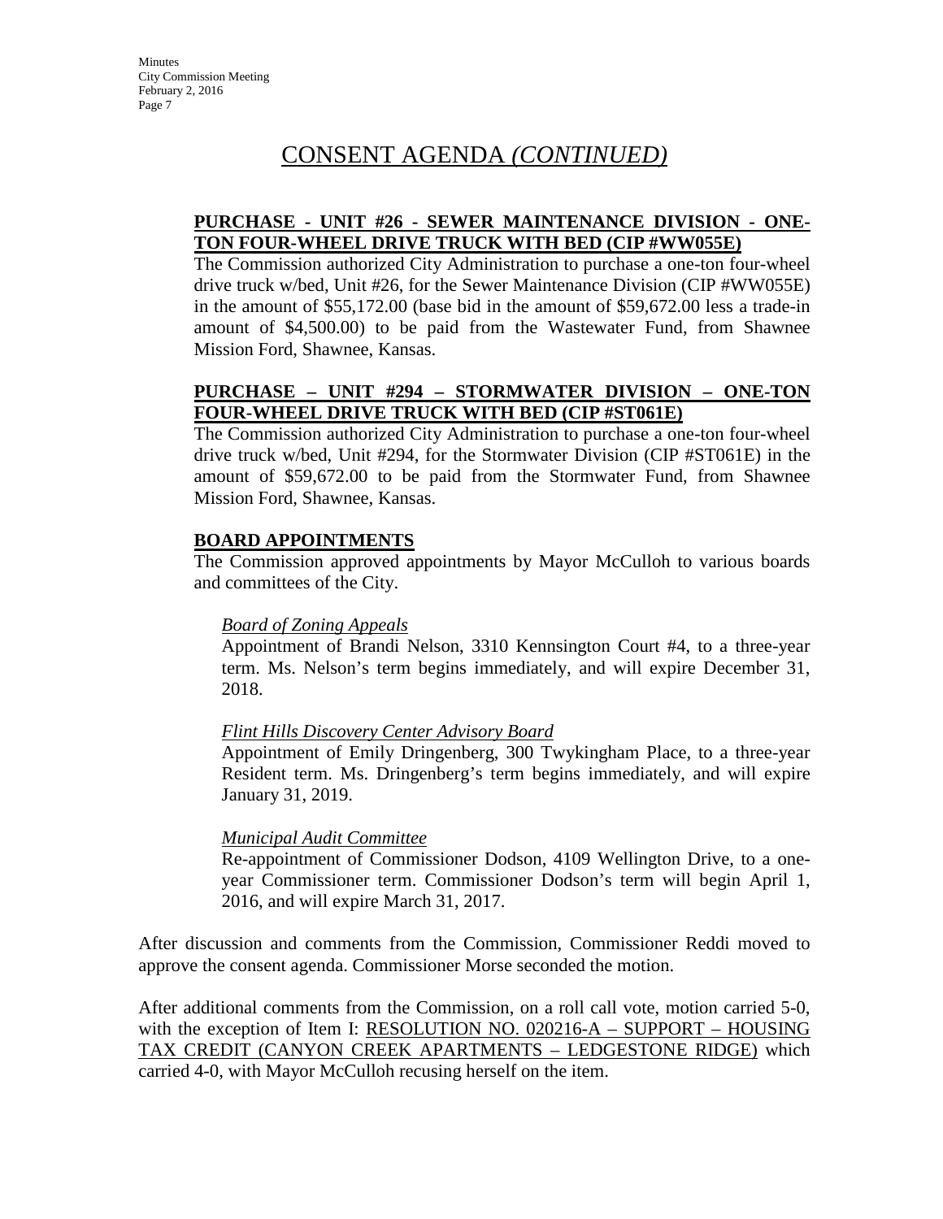# CONSENT AGENDA *(CONTINUED)*

**PURCHASE - UNIT #26 - SEWER MAINTENANCE DIVISION - ONE-TON FOUR-WHEEL DRIVE TRUCK WITH BED (CIP #WW055E)**

The Commission authorized City Administration to purchase a one-ton four-wheel drive truck w/bed, Unit #26, for the Sewer Maintenance Division (CIP #WW055E) in the amount of $55,172.00 (base bid in the amount of $59,672.00 less a trade-in amount of $4,500.00) to be paid from the Wastewater Fund, from Shawnee Mission Ford, Shawnee, Kansas.

**PURCHASE – UNIT #294 – STORMWATER DIVISION – ONE-TON FOUR-WHEEL DRIVE TRUCK WITH BED (CIP #ST061E)**

The Commission authorized City Administration to purchase a one-ton four-wheel drive truck w/bed, Unit #294, for the Stormwater Division (CIP #ST061E) in the amount of $59,672.00 to be paid from the Stormwater Fund, from Shawnee Mission Ford, Shawnee, Kansas.

**BOARD APPOINTMENTS**

The Commission approved appointments by Mayor McCulloh to various boards and committees of the City.

*Board of Zoning Appeals*

Appointment of Brandi Nelson, 3310 Kennsington Court #4, to a three-year term. Ms. Nelson's term begins immediately, and will expire December 31, 2018.

*Flint Hills Discovery Center Advisory Board*

Appointment of Emily Dringenberg, 300 Twykingham Place, to a three-year Resident term. Ms. Dringenberg's term begins immediately, and will expire January 31, 2019.

*Municipal Audit Committee*

Re-appointment of Commissioner Dodson, 4109 Wellington Drive, to a one-year Commissioner term. Commissioner Dodson's term will begin April 1, 2016, and will expire March 31, 2017.

After discussion and comments from the Commission, Commissioner Reddi moved to approve the consent agenda. Commissioner Morse seconded the motion.

After additional comments from the Commission, on a roll call vote, motion carried 5-0, with the exception of Item I: RESOLUTION NO. 020216-A – SUPPORT – HOUSING TAX CREDIT (CANYON CREEK APARTMENTS – LEDGESTONE RIDGE) which carried 4-0, with Mayor McCulloh recusing herself on the item.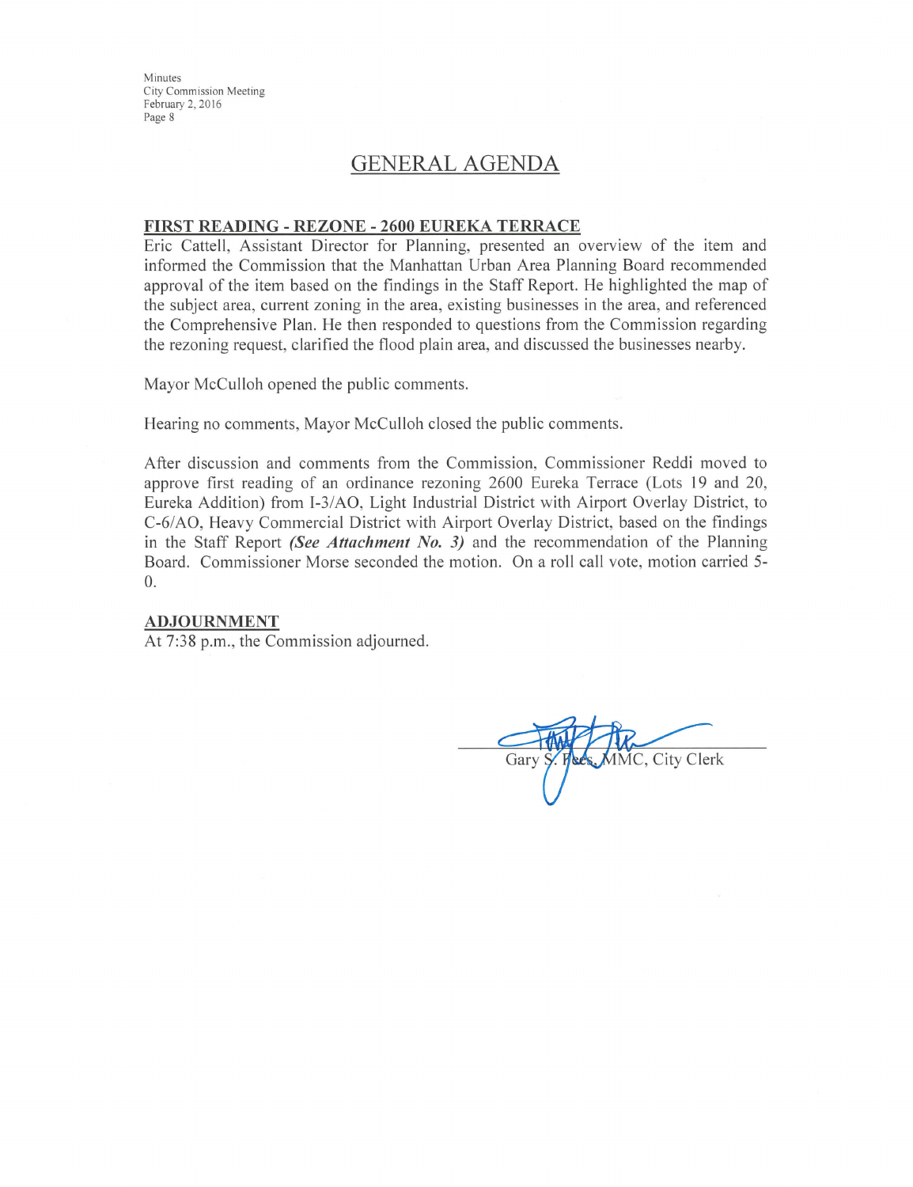## GENERAL AGENDA

**FIRST READING - REZONE - 2600 EUREKA TERRACE**

Eric Cattell, Assistant Director for Planning, presented an overview of the item and informed the Commission that the Manhattan Urban Area Planning Board recommended approval of the item based on the findings in the Staff Report. He highlighted the map of the subject area, current zoning in the area, existing businesses in the area, and referenced the Comprehensive Plan. He then responded to questions from the Commission regarding the rezoning request, clarified the flood plain area, and discussed the businesses nearby.

Mayor McCulloh opened the public comments.

Hearing no comments, Mayor McCulloh closed the public comments.

After discussion and comments from the Commission, Commissioner Reddi moved to approve first reading of an ordinance rezoning 2600 Eureka Terrace (Lots 19 and 20, Eureka Addition) from I-3/AO, Light Industrial District with Airport Overlay District, to C-6/AO, Heavy Commercial District with Airport Overlay District, based on the findings in the Staff Report ***(See Attachment No. 3)*** and the recommendation of the Planning Board. Commissioner Morse seconded the motion. On a roll call vote, motion carried 5-0.

**ADJOURNMENT**

At 7:38 p.m., the Commission adjourned.

Gary S. Fees, MMC, City Clerk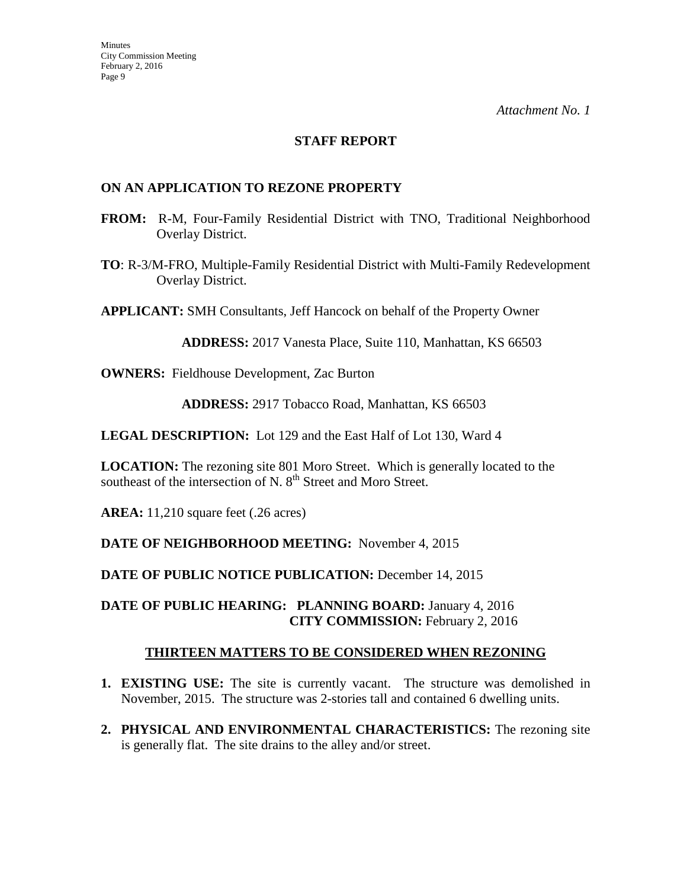*Attachment No. 1*

## STAFF REPORT

### ON AN APPLICATION TO REZONE PROPERTY

**FROM:** R-M, Four-Family Residential District with TNO, Traditional Neighborhood Overlay District.

**TO**: R-3/M-FRO, Multiple-Family Residential District with Multi-Family Redevelopment Overlay District.

**APPLICANT:** SMH Consultants, Jeff Hancock on behalf of the Property Owner

**ADDRESS:** 2017 Vanesta Place, Suite 110, Manhattan, KS 66503

**OWNERS:** Fieldhouse Development, Zac Burton

**ADDRESS:** 2917 Tobacco Road, Manhattan, KS 66503

**LEGAL DESCRIPTION:** Lot 129 and the East Half of Lot 130, Ward 4

**LOCATION:** The rezoning site 801 Moro Street. Which is generally located to the southeast of the intersection of N. 8th Street and Moro Street.

**AREA:** 11,210 square feet (.26 acres)

**DATE OF NEIGHBORHOOD MEETING:** November 4, 2015

**DATE OF PUBLIC NOTICE PUBLICATION:** December 14, 2015

**DATE OF PUBLIC HEARING: PLANNING BOARD:** January 4, 2016
**CITY COMMISSION:** February 2, 2016

### THIRTEEN MATTERS TO BE CONSIDERED WHEN REZONING

1. **EXISTING USE:** The site is currently vacant. The structure was demolished in November, 2015. The structure was 2-stories tall and contained 6 dwelling units.

2. **PHYSICAL AND ENVIRONMENTAL CHARACTERISTICS:** The rezoning site is generally flat. The site drains to the alley and/or street.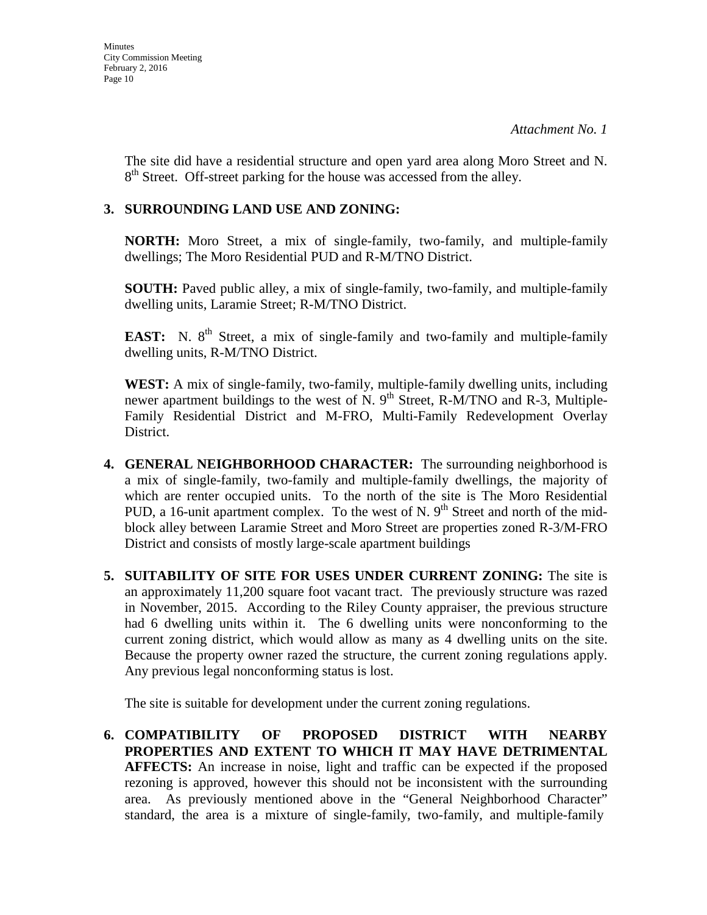*Attachment No. 1*

The site did have a residential structure and open yard area along Moro Street and N. 8th Street. Off-street parking for the house was accessed from the alley.

**3. SURROUNDING LAND USE AND ZONING:**

**NORTH:** Moro Street, a mix of single-family, two-family, and multiple-family dwellings; The Moro Residential PUD and R-M/TNO District.

**SOUTH:** Paved public alley, a mix of single-family, two-family, and multiple-family dwelling units, Laramie Street; R-M/TNO District.

**EAST:** N. 8th Street, a mix of single-family and two-family and multiple-family dwelling units, R-M/TNO District.

**WEST:** A mix of single-family, two-family, multiple-family dwelling units, including newer apartment buildings to the west of N. 9th Street, R-M/TNO and R-3, Multiple-Family Residential District and M-FRO, Multi-Family Redevelopment Overlay District.

**4. GENERAL NEIGHBORHOOD CHARACTER:** The surrounding neighborhood is a mix of single-family, two-family and multiple-family dwellings, the majority of which are renter occupied units. To the north of the site is The Moro Residential PUD, a 16-unit apartment complex. To the west of N. 9th Street and north of the mid-block alley between Laramie Street and Moro Street are properties zoned R-3/M-FRO District and consists of mostly large-scale apartment buildings

**5. SUITABILITY OF SITE FOR USES UNDER CURRENT ZONING:** The site is an approximately 11,200 square foot vacant tract. The previously structure was razed in November, 2015. According to the Riley County appraiser, the previous structure had 6 dwelling units within it. The 6 dwelling units were nonconforming to the current zoning district, which would allow as many as 4 dwelling units on the site. Because the property owner razed the structure, the current zoning regulations apply. Any previous legal nonconforming status is lost.

The site is suitable for development under the current zoning regulations.

**6. COMPATIBILITY OF PROPOSED DISTRICT WITH NEARBY PROPERTIES AND EXTENT TO WHICH IT MAY HAVE DETRIMENTAL AFFECTS:** An increase in noise, light and traffic can be expected if the proposed rezoning is approved, however this should not be inconsistent with the surrounding area. As previously mentioned above in the "General Neighborhood Character" standard, the area is a mixture of single-family, two-family, and multiple-family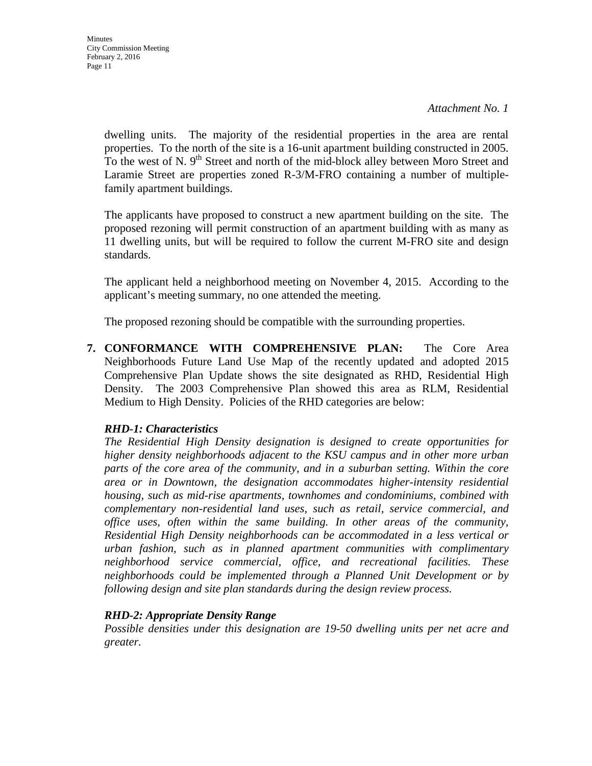*Attachment No. 1*

dwelling units. The majority of the residential properties in the area are rental properties. To the north of the site is a 16-unit apartment building constructed in 2005. To the west of N. 9th Street and north of the mid-block alley between Moro Street and Laramie Street are properties zoned R-3/M-FRO containing a number of multiple-family apartment buildings.

The applicants have proposed to construct a new apartment building on the site. The proposed rezoning will permit construction of an apartment building with as many as 11 dwelling units, but will be required to follow the current M-FRO site and design standards.

The applicant held a neighborhood meeting on November 4, 2015. According to the applicant's meeting summary, no one attended the meeting.

The proposed rezoning should be compatible with the surrounding properties.

**7. CONFORMANCE WITH COMPREHENSIVE PLAN:** The Core Area Neighborhoods Future Land Use Map of the recently updated and adopted 2015 Comprehensive Plan Update shows the site designated as RHD, Residential High Density. The 2003 Comprehensive Plan showed this area as RLM, Residential Medium to High Density. Policies of the RHD categories are below:

***RHD-1: Characteristics***

*The Residential High Density designation is designed to create opportunities for higher density neighborhoods adjacent to the KSU campus and in other more urban parts of the core area of the community, and in a suburban setting. Within the core area or in Downtown, the designation accommodates higher-intensity residential housing, such as mid-rise apartments, townhomes and condominiums, combined with complementary non-residential land uses, such as retail, service commercial, and office uses, often within the same building. In other areas of the community, Residential High Density neighborhoods can be accommodated in a less vertical or urban fashion, such as in planned apartment communities with complimentary neighborhood service commercial, office, and recreational facilities. These neighborhoods could be implemented through a Planned Unit Development or by following design and site plan standards during the design review process.*

***RHD-2: Appropriate Density Range***

*Possible densities under this designation are 19-50 dwelling units per net acre and greater.*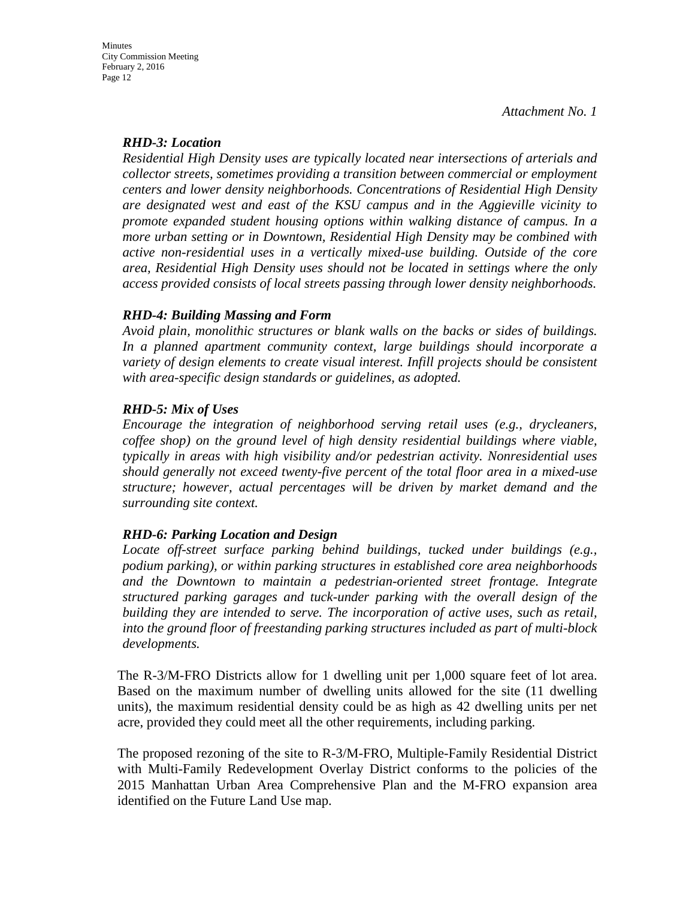*Attachment No. 1*

***RHD-3: Location***

*Residential High Density uses are typically located near intersections of arterials and collector streets, sometimes providing a transition between commercial or employment centers and lower density neighborhoods. Concentrations of Residential High Density are designated west and east of the KSU campus and in the Aggieville vicinity to promote expanded student housing options within walking distance of campus. In a more urban setting or in Downtown, Residential High Density may be combined with active non-residential uses in a vertically mixed-use building. Outside of the core area, Residential High Density uses should not be located in settings where the only access provided consists of local streets passing through lower density neighborhoods.*

***RHD-4: Building Massing and Form***

*Avoid plain, monolithic structures or blank walls on the backs or sides of buildings. In a planned apartment community context, large buildings should incorporate a variety of design elements to create visual interest. Infill projects should be consistent with area-specific design standards or guidelines, as adopted.*

***RHD-5: Mix of Uses***

*Encourage the integration of neighborhood serving retail uses (e.g., drycleaners, coffee shop) on the ground level of high density residential buildings where viable, typically in areas with high visibility and/or pedestrian activity. Nonresidential uses should generally not exceed twenty-five percent of the total floor area in a mixed-use structure; however, actual percentages will be driven by market demand and the surrounding site context.*

***RHD-6: Parking Location and Design***

*Locate off-street surface parking behind buildings, tucked under buildings (e.g., podium parking), or within parking structures in established core area neighborhoods and the Downtown to maintain a pedestrian-oriented street frontage. Integrate structured parking garages and tuck-under parking with the overall design of the building they are intended to serve. The incorporation of active uses, such as retail, into the ground floor of freestanding parking structures included as part of multi-block developments.*

The R-3/M-FRO Districts allow for 1 dwelling unit per 1,000 square feet of lot area. Based on the maximum number of dwelling units allowed for the site (11 dwelling units), the maximum residential density could be as high as 42 dwelling units per net acre, provided they could meet all the other requirements, including parking.

The proposed rezoning of the site to R-3/M-FRO, Multiple-Family Residential District with Multi-Family Redevelopment Overlay District conforms to the policies of the 2015 Manhattan Urban Area Comprehensive Plan and the M-FRO expansion area identified on the Future Land Use map.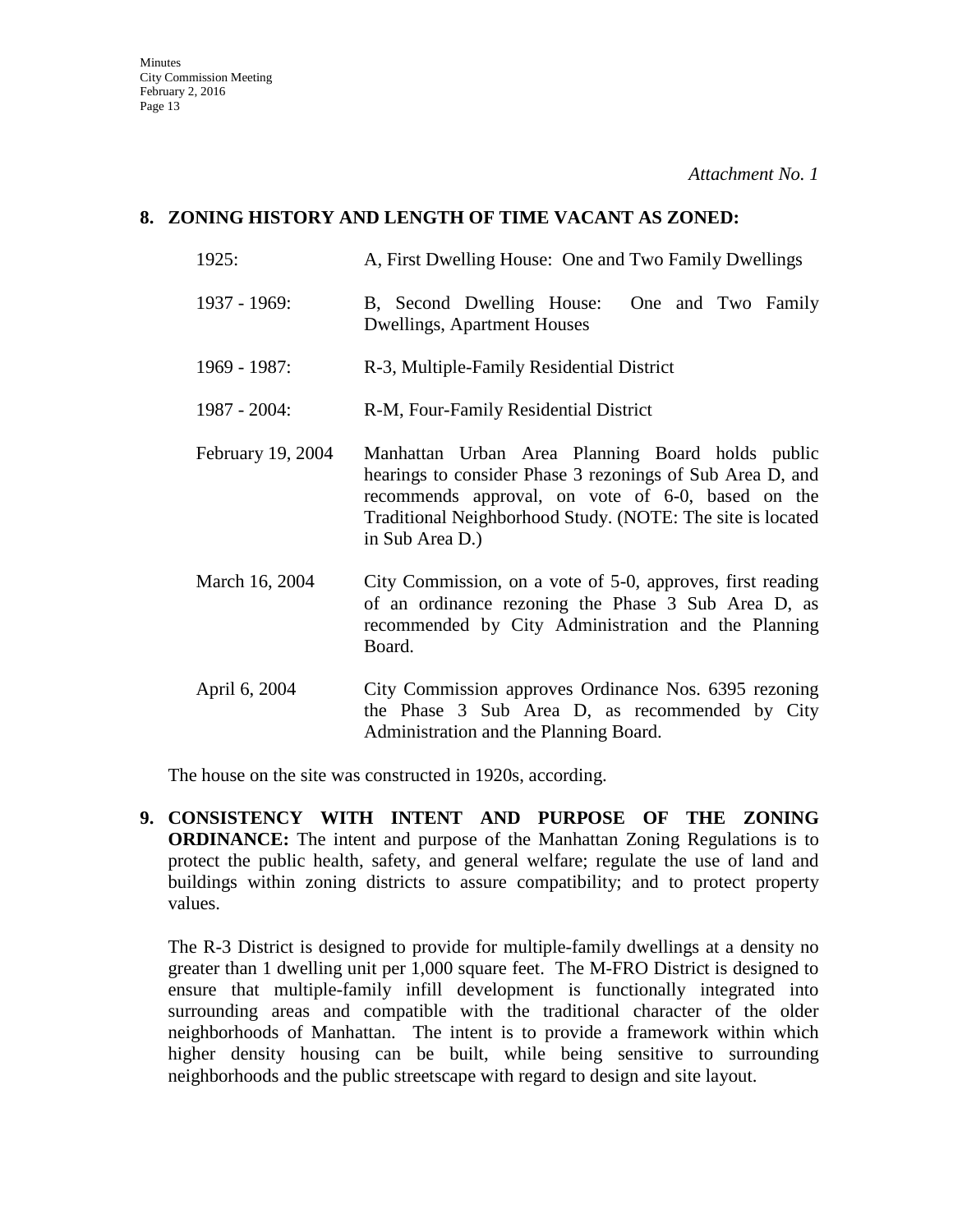*Attachment No. 1*

**8. ZONING HISTORY AND LENGTH OF TIME VACANT AS ZONED:**

| | |
|---|---|
| 1925: | A, First Dwelling House: One and Two Family Dwellings |
| 1937 - 1969: | B, Second Dwelling House: One and Two Family Dwellings, Apartment Houses |
| 1969 - 1987: | R-3, Multiple-Family Residential District |
| 1987 - 2004: | R-M, Four-Family Residential District |
| February 19, 2004 | Manhattan Urban Area Planning Board holds public hearings to consider Phase 3 rezonings of Sub Area D, and recommends approval, on vote of 6-0, based on the Traditional Neighborhood Study. (NOTE: The site is located in Sub Area D.) |
| March 16, 2004 | City Commission, on a vote of 5-0, approves, first reading of an ordinance rezoning the Phase 3 Sub Area D, as recommended by City Administration and the Planning Board. |
| April 6, 2004 | City Commission approves Ordinance Nos. 6395 rezoning the Phase 3 Sub Area D, as recommended by City Administration and the Planning Board. |

The house on the site was constructed in 1920s, according.

**9. CONSISTENCY WITH INTENT AND PURPOSE OF THE ZONING ORDINANCE:** The intent and purpose of the Manhattan Zoning Regulations is to protect the public health, safety, and general welfare; regulate the use of land and buildings within zoning districts to assure compatibility; and to protect property values.

The R-3 District is designed to provide for multiple-family dwellings at a density no greater than 1 dwelling unit per 1,000 square feet. The M-FRO District is designed to ensure that multiple-family infill development is functionally integrated into surrounding areas and compatible with the traditional character of the older neighborhoods of Manhattan. The intent is to provide a framework within which higher density housing can be built, while being sensitive to surrounding neighborhoods and the public streetscape with regard to design and site layout.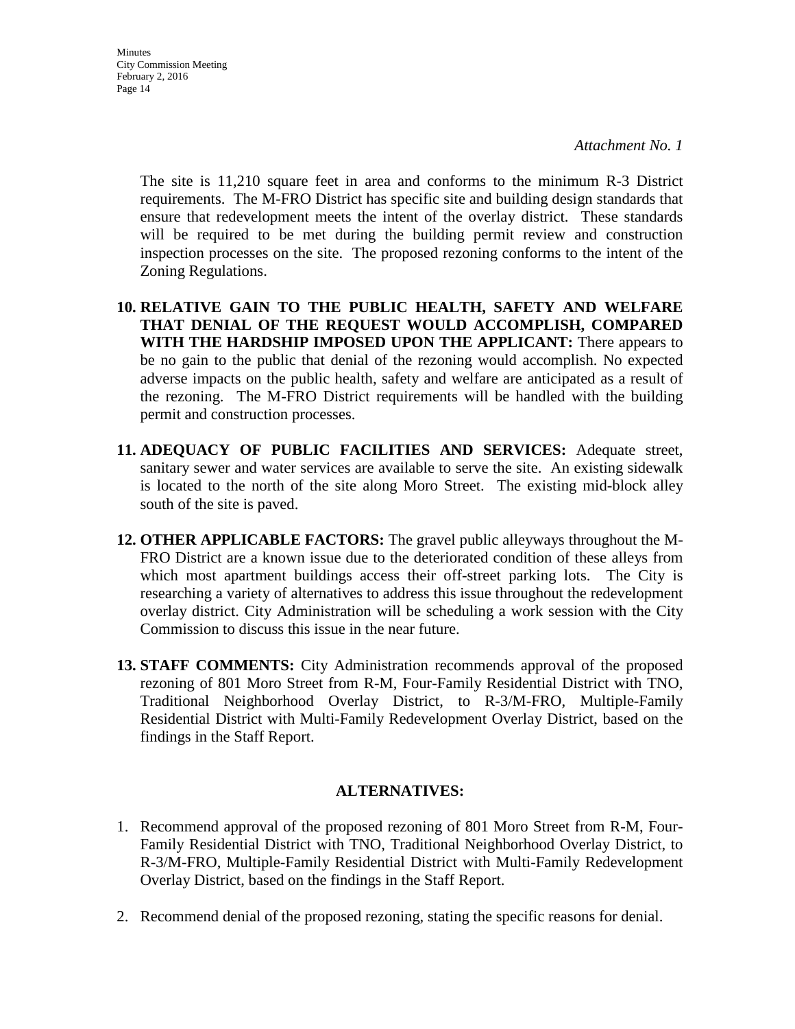*Attachment No. 1*

The site is 11,210 square feet in area and conforms to the minimum R-3 District requirements. The M-FRO District has specific site and building design standards that ensure that redevelopment meets the intent of the overlay district. These standards will be required to be met during the building permit review and construction inspection processes on the site. The proposed rezoning conforms to the intent of the Zoning Regulations.

10. **RELATIVE GAIN TO THE PUBLIC HEALTH, SAFETY AND WELFARE THAT DENIAL OF THE REQUEST WOULD ACCOMPLISH, COMPARED WITH THE HARDSHIP IMPOSED UPON THE APPLICANT:** There appears to be no gain to the public that denial of the rezoning would accomplish. No expected adverse impacts on the public health, safety and welfare are anticipated as a result of the rezoning. The M-FRO District requirements will be handled with the building permit and construction processes.

11. **ADEQUACY OF PUBLIC FACILITIES AND SERVICES:** Adequate street, sanitary sewer and water services are available to serve the site. An existing sidewalk is located to the north of the site along Moro Street. The existing mid-block alley south of the site is paved.

12. **OTHER APPLICABLE FACTORS:** The gravel public alleyways throughout the M-FRO District are a known issue due to the deteriorated condition of these alleys from which most apartment buildings access their off-street parking lots. The City is researching a variety of alternatives to address this issue throughout the redevelopment overlay district. City Administration will be scheduling a work session with the City Commission to discuss this issue in the near future.

13. **STAFF COMMENTS:** City Administration recommends approval of the proposed rezoning of 801 Moro Street from R-M, Four-Family Residential District with TNO, Traditional Neighborhood Overlay District, to R-3/M-FRO, Multiple-Family Residential District with Multi-Family Redevelopment Overlay District, based on the findings in the Staff Report.

**ALTERNATIVES:**

1. Recommend approval of the proposed rezoning of 801 Moro Street from R-M, Four-Family Residential District with TNO, Traditional Neighborhood Overlay District, to R-3/M-FRO, Multiple-Family Residential District with Multi-Family Redevelopment Overlay District, based on the findings in the Staff Report.

2. Recommend denial of the proposed rezoning, stating the specific reasons for denial.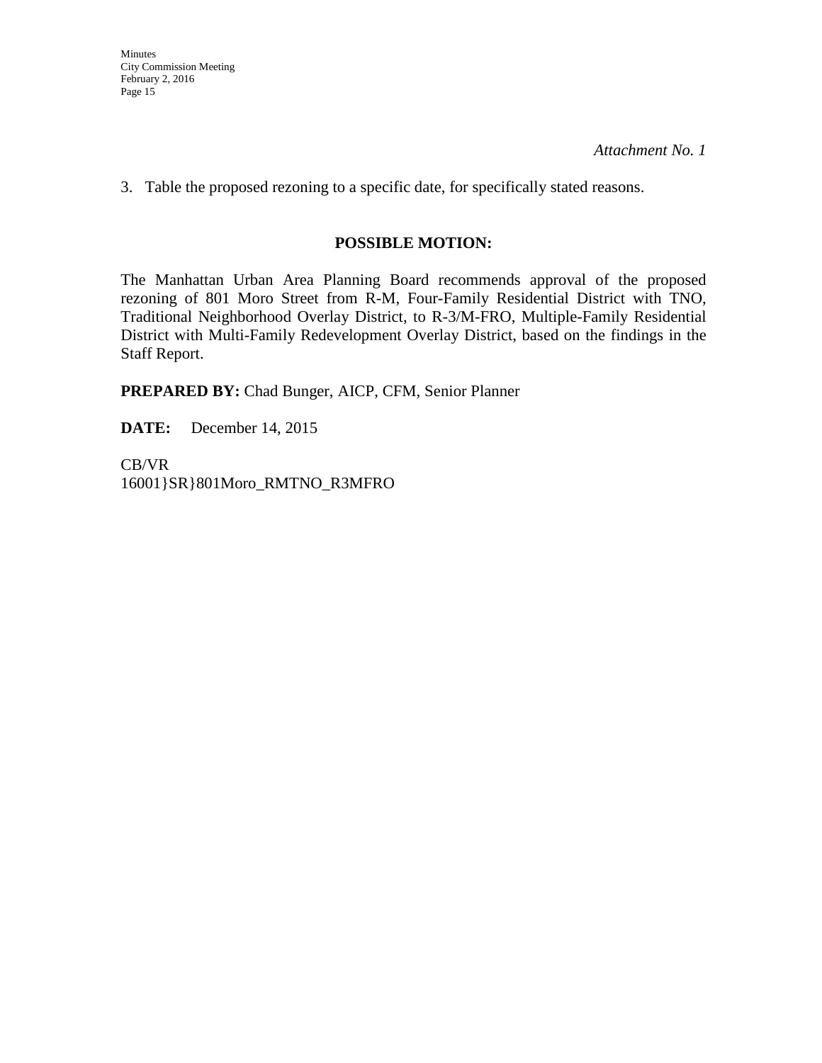*Attachment No. 1*

3. Table the proposed rezoning to a specific date, for specifically stated reasons.

## POSSIBLE MOTION:

The Manhattan Urban Area Planning Board recommends approval of the proposed rezoning of 801 Moro Street from R-M, Four-Family Residential District with TNO, Traditional Neighborhood Overlay District, to R-3/M-FRO, Multiple-Family Residential District with Multi-Family Redevelopment Overlay District, based on the findings in the Staff Report.

**PREPARED BY:** Chad Bunger, AICP, CFM, Senior Planner

**DATE:** December 14, 2015

CB/VR
16001}SR}801Moro_RMTNO_R3MFRO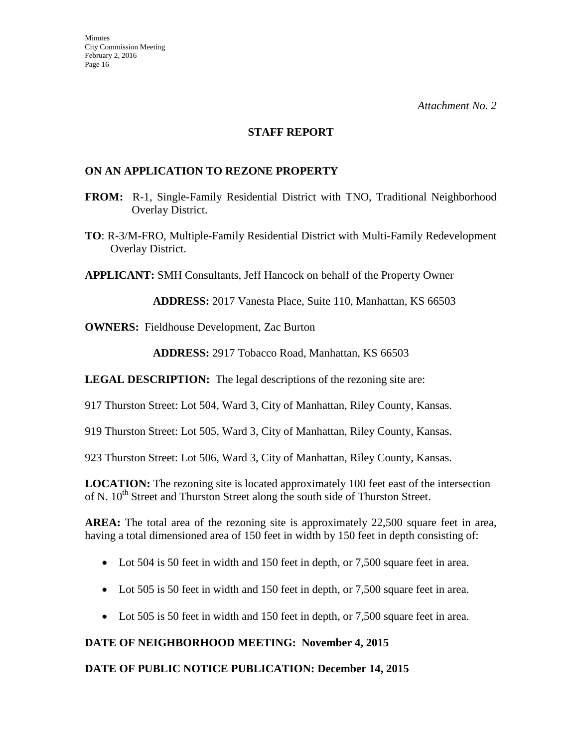*Attachment No. 2*

## STAFF REPORT

### ON AN APPLICATION TO REZONE PROPERTY

**FROM:** R-1, Single-Family Residential District with TNO, Traditional Neighborhood Overlay District.

**TO**: R-3/M-FRO, Multiple-Family Residential District with Multi-Family Redevelopment Overlay District.

**APPLICANT:** SMH Consultants, Jeff Hancock on behalf of the Property Owner

**ADDRESS:** 2017 Vanesta Place, Suite 110, Manhattan, KS 66503

**OWNERS:** Fieldhouse Development, Zac Burton

**ADDRESS:** 2917 Tobacco Road, Manhattan, KS 66503

**LEGAL DESCRIPTION:** The legal descriptions of the rezoning site are:

917 Thurston Street: Lot 504, Ward 3, City of Manhattan, Riley County, Kansas.

919 Thurston Street: Lot 505, Ward 3, City of Manhattan, Riley County, Kansas.

923 Thurston Street: Lot 506, Ward 3, City of Manhattan, Riley County, Kansas.

**LOCATION:** The rezoning site is located approximately 100 feet east of the intersection of N. 10th Street and Thurston Street along the south side of Thurston Street.

**AREA:** The total area of the rezoning site is approximately 22,500 square feet in area, having a total dimensioned area of 150 feet in width by 150 feet in depth consisting of:

- Lot 504 is 50 feet in width and 150 feet in depth, or 7,500 square feet in area.
- Lot 505 is 50 feet in width and 150 feet in depth, or 7,500 square feet in area.
- Lot 505 is 50 feet in width and 150 feet in depth, or 7,500 square feet in area.

**DATE OF NEIGHBORHOOD MEETING: November 4, 2015**

**DATE OF PUBLIC NOTICE PUBLICATION: December 14, 2015**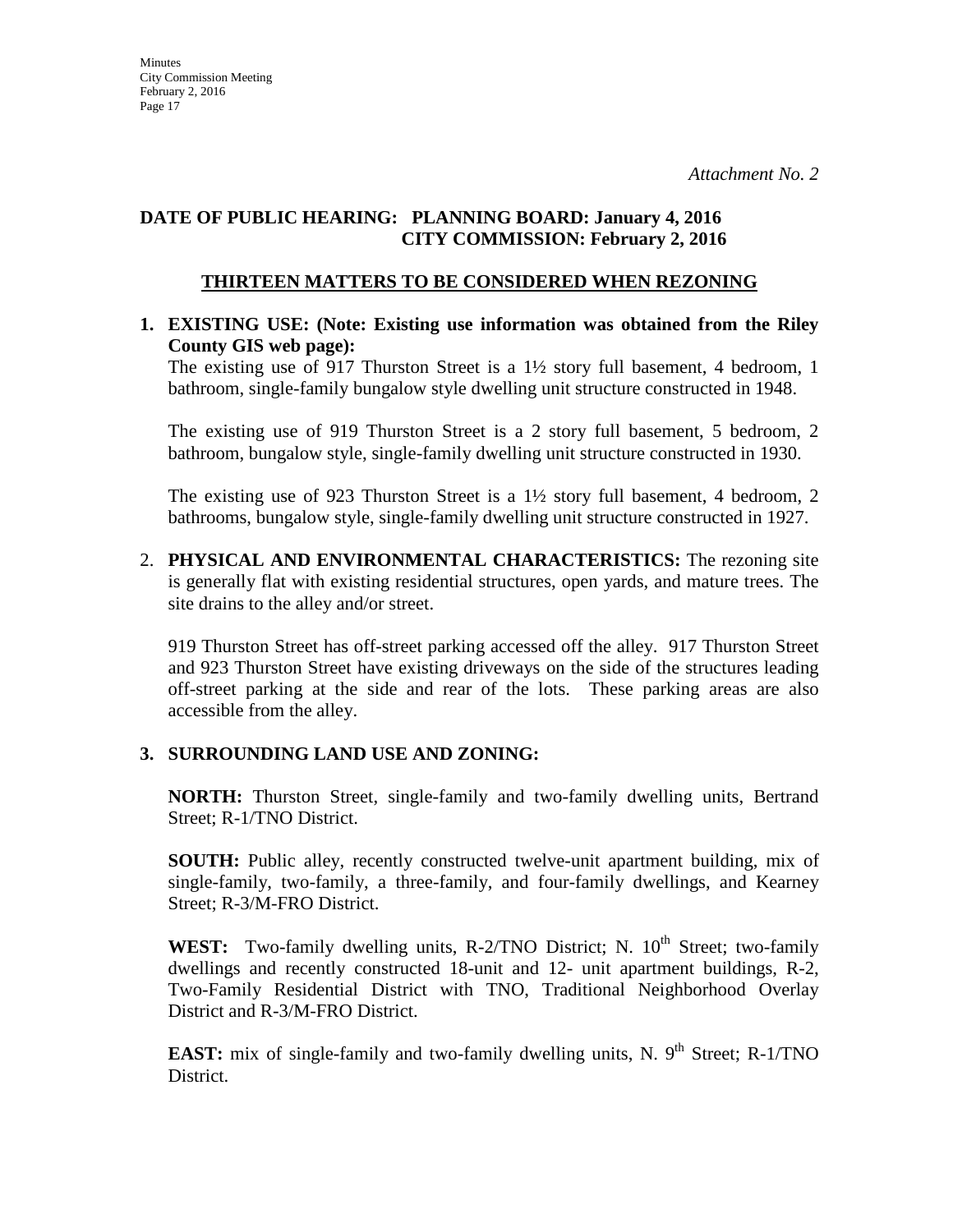*Attachment No. 2*

**DATE OF PUBLIC HEARING: PLANNING BOARD: January 4, 2016**
**CITY COMMISSION: February 2, 2016**

## THIRTEEN MATTERS TO BE CONSIDERED WHEN REZONING

**1. EXISTING USE: (Note: Existing use information was obtained from the Riley County GIS web page):**

The existing use of 917 Thurston Street is a 1½ story full basement, 4 bedroom, 1 bathroom, single-family bungalow style dwelling unit structure constructed in 1948.

The existing use of 919 Thurston Street is a 2 story full basement, 5 bedroom, 2 bathroom, bungalow style, single-family dwelling unit structure constructed in 1930.

The existing use of 923 Thurston Street is a 1½ story full basement, 4 bedroom, 2 bathrooms, bungalow style, single-family dwelling unit structure constructed in 1927.

2. **PHYSICAL AND ENVIRONMENTAL CHARACTERISTICS:** The rezoning site is generally flat with existing residential structures, open yards, and mature trees. The site drains to the alley and/or street.

919 Thurston Street has off-street parking accessed off the alley. 917 Thurston Street and 923 Thurston Street have existing driveways on the side of the structures leading off-street parking at the side and rear of the lots. These parking areas are also accessible from the alley.

**3. SURROUNDING LAND USE AND ZONING:**

**NORTH:** Thurston Street, single-family and two-family dwelling units, Bertrand Street; R-1/TNO District.

**SOUTH:** Public alley, recently constructed twelve-unit apartment building, mix of single-family, two-family, a three-family, and four-family dwellings, and Kearney Street; R-3/M-FRO District.

**WEST:** Two-family dwelling units, R-2/TNO District; N. 10th Street; two-family dwellings and recently constructed 18-unit and 12- unit apartment buildings, R-2, Two-Family Residential District with TNO, Traditional Neighborhood Overlay District and R-3/M-FRO District.

**EAST:** mix of single-family and two-family dwelling units, N. 9th Street; R-1/TNO District.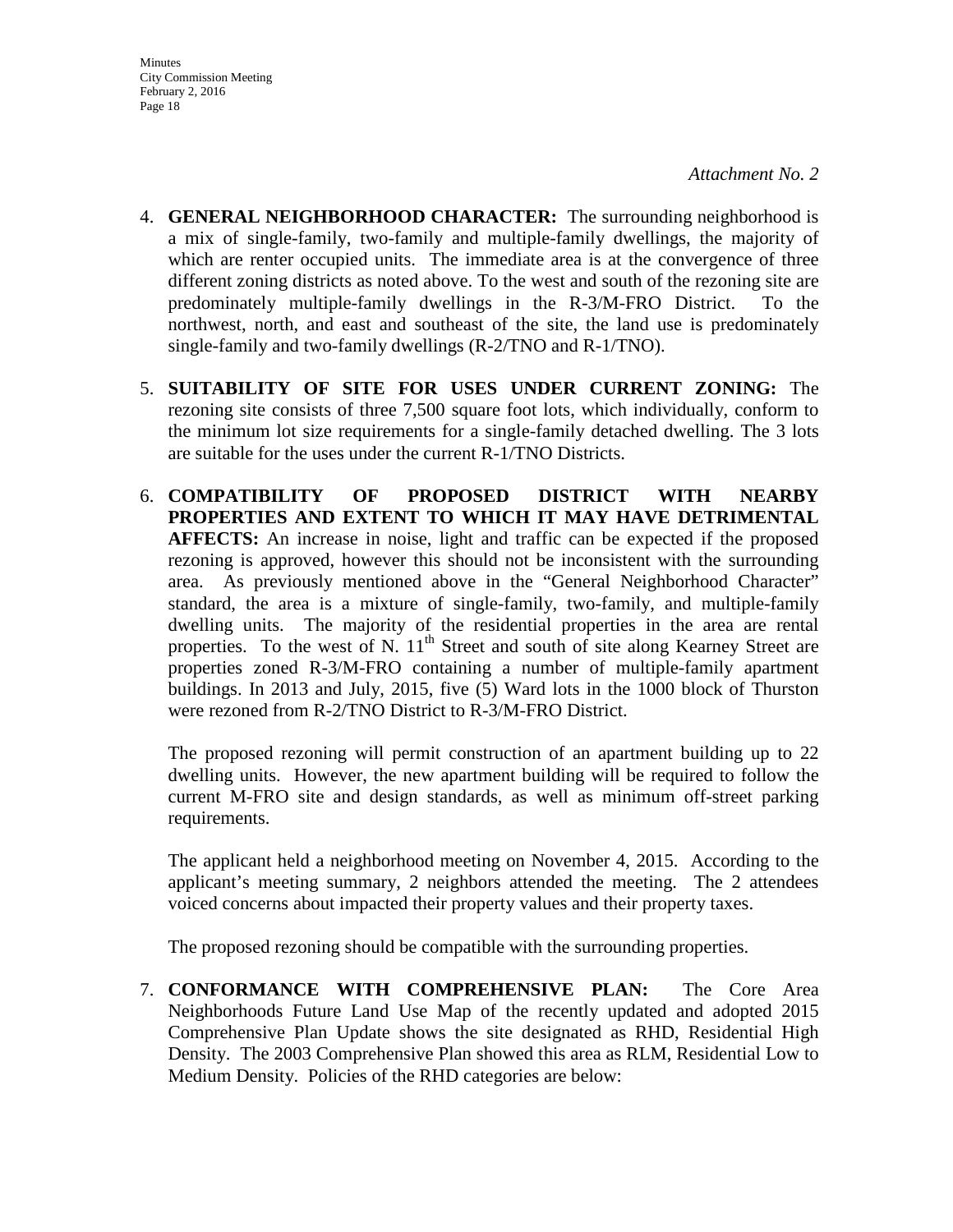*Attachment No. 2*

4. **GENERAL NEIGHBORHOOD CHARACTER:** The surrounding neighborhood is a mix of single-family, two-family and multiple-family dwellings, the majority of which are renter occupied units. The immediate area is at the convergence of three different zoning districts as noted above. To the west and south of the rezoning site are predominately multiple-family dwellings in the R-3/M-FRO District. To the northwest, north, and east and southeast of the site, the land use is predominately single-family and two-family dwellings (R-2/TNO and R-1/TNO).

5. **SUITABILITY OF SITE FOR USES UNDER CURRENT ZONING:** The rezoning site consists of three 7,500 square foot lots, which individually, conform to the minimum lot size requirements for a single-family detached dwelling. The 3 lots are suitable for the uses under the current R-1/TNO Districts.

6. **COMPATIBILITY OF PROPOSED DISTRICT WITH NEARBY PROPERTIES AND EXTENT TO WHICH IT MAY HAVE DETRIMENTAL AFFECTS:** An increase in noise, light and traffic can be expected if the proposed rezoning is approved, however this should not be inconsistent with the surrounding area. As previously mentioned above in the "General Neighborhood Character" standard, the area is a mixture of single-family, two-family, and multiple-family dwelling units. The majority of the residential properties in the area are rental properties. To the west of N. 11th Street and south of site along Kearney Street are properties zoned R-3/M-FRO containing a number of multiple-family apartment buildings. In 2013 and July, 2015, five (5) Ward lots in the 1000 block of Thurston were rezoned from R-2/TNO District to R-3/M-FRO District.

   The proposed rezoning will permit construction of an apartment building up to 22 dwelling units. However, the new apartment building will be required to follow the current M-FRO site and design standards, as well as minimum off-street parking requirements.

   The applicant held a neighborhood meeting on November 4, 2015. According to the applicant's meeting summary, 2 neighbors attended the meeting. The 2 attendees voiced concerns about impacted their property values and their property taxes.

   The proposed rezoning should be compatible with the surrounding properties.

7. **CONFORMANCE WITH COMPREHENSIVE PLAN:** The Core Area Neighborhoods Future Land Use Map of the recently updated and adopted 2015 Comprehensive Plan Update shows the site designated as RHD, Residential High Density. The 2003 Comprehensive Plan showed this area as RLM, Residential Low to Medium Density. Policies of the RHD categories are below: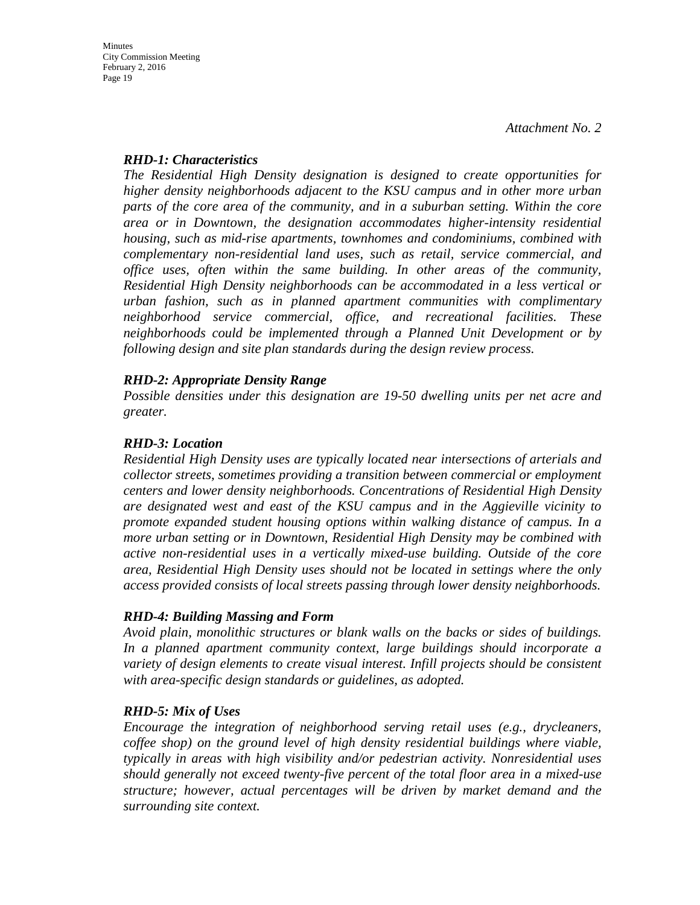*Attachment No. 2*

***RHD-1: Characteristics***

*The Residential High Density designation is designed to create opportunities for higher density neighborhoods adjacent to the KSU campus and in other more urban parts of the core area of the community, and in a suburban setting. Within the core area or in Downtown, the designation accommodates higher-intensity residential housing, such as mid-rise apartments, townhomes and condominiums, combined with complementary non-residential land uses, such as retail, service commercial, and office uses, often within the same building. In other areas of the community, Residential High Density neighborhoods can be accommodated in a less vertical or urban fashion, such as in planned apartment communities with complimentary neighborhood service commercial, office, and recreational facilities. These neighborhoods could be implemented through a Planned Unit Development or by following design and site plan standards during the design review process.*

***RHD-2: Appropriate Density Range***

*Possible densities under this designation are 19-50 dwelling units per net acre and greater.*

***RHD-3: Location***

*Residential High Density uses are typically located near intersections of arterials and collector streets, sometimes providing a transition between commercial or employment centers and lower density neighborhoods. Concentrations of Residential High Density are designated west and east of the KSU campus and in the Aggieville vicinity to promote expanded student housing options within walking distance of campus. In a more urban setting or in Downtown, Residential High Density may be combined with active non-residential uses in a vertically mixed-use building. Outside of the core area, Residential High Density uses should not be located in settings where the only access provided consists of local streets passing through lower density neighborhoods.*

***RHD-4: Building Massing and Form***

*Avoid plain, monolithic structures or blank walls on the backs or sides of buildings. In a planned apartment community context, large buildings should incorporate a variety of design elements to create visual interest. Infill projects should be consistent with area-specific design standards or guidelines, as adopted.*

***RHD-5: Mix of Uses***

*Encourage the integration of neighborhood serving retail uses (e.g., drycleaners, coffee shop) on the ground level of high density residential buildings where viable, typically in areas with high visibility and/or pedestrian activity. Nonresidential uses should generally not exceed twenty-five percent of the total floor area in a mixed-use structure; however, actual percentages will be driven by market demand and the surrounding site context.*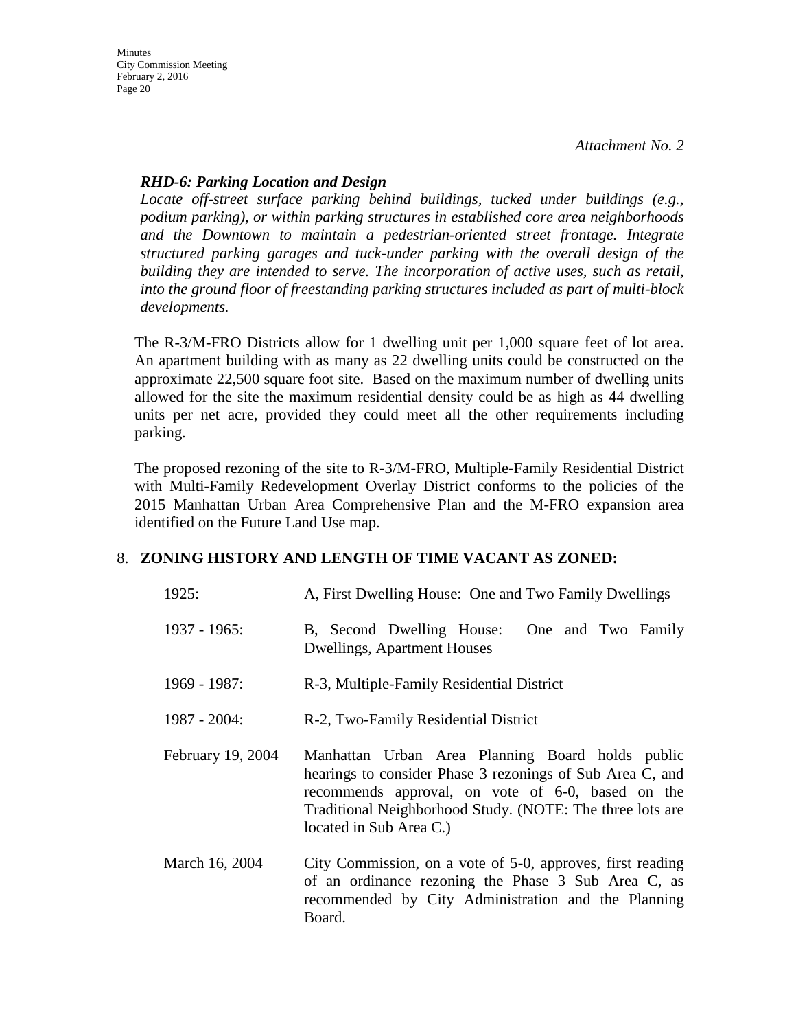*Attachment No. 2*

***RHD-6: Parking Location and Design***

*Locate off-street surface parking behind buildings, tucked under buildings (e.g., podium parking), or within parking structures in established core area neighborhoods and the Downtown to maintain a pedestrian-oriented street frontage. Integrate structured parking garages and tuck-under parking with the overall design of the building they are intended to serve. The incorporation of active uses, such as retail, into the ground floor of freestanding parking structures included as part of multi-block developments.*

The R-3/M-FRO Districts allow for 1 dwelling unit per 1,000 square feet of lot area. An apartment building with as many as 22 dwelling units could be constructed on the approximate 22,500 square foot site. Based on the maximum number of dwelling units allowed for the site the maximum residential density could be as high as 44 dwelling units per net acre, provided they could meet all the other requirements including parking.

The proposed rezoning of the site to R-3/M-FRO, Multiple-Family Residential District with Multi-Family Redevelopment Overlay District conforms to the policies of the 2015 Manhattan Urban Area Comprehensive Plan and the M-FRO expansion area identified on the Future Land Use map.

8. **ZONING HISTORY AND LENGTH OF TIME VACANT AS ZONED:**

| | |
|---|---|
| 1925: | A, First Dwelling House: One and Two Family Dwellings |
| 1937 - 1965: | B, Second Dwelling House: One and Two Family Dwellings, Apartment Houses |
| 1969 - 1987: | R-3, Multiple-Family Residential District |
| 1987 - 2004: | R-2, Two-Family Residential District |
| February 19, 2004 | Manhattan Urban Area Planning Board holds public hearings to consider Phase 3 rezonings of Sub Area C, and recommends approval, on vote of 6-0, based on the Traditional Neighborhood Study. (NOTE: The three lots are located in Sub Area C.) |
| March 16, 2004 | City Commission, on a vote of 5-0, approves, first reading of an ordinance rezoning the Phase 3 Sub Area C, as recommended by City Administration and the Planning Board. |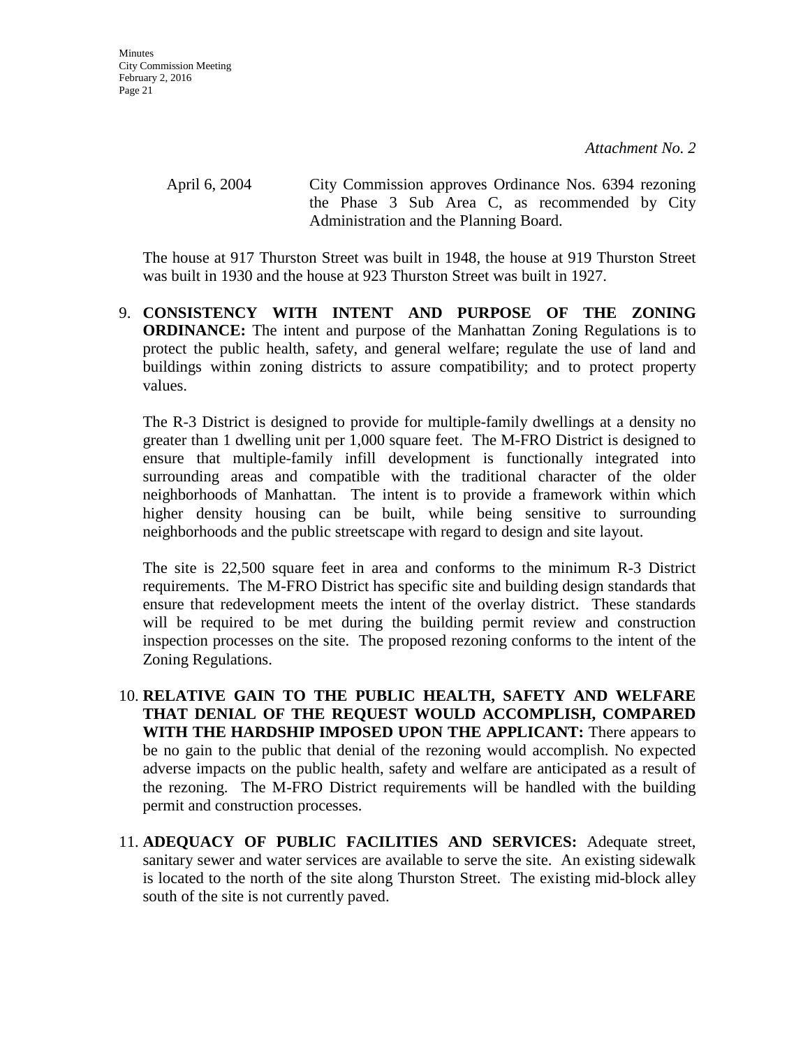*Attachment No. 2*

| | |
|---|---|
| April 6, 2004 | City Commission approves Ordinance Nos. 6394 rezoning the Phase 3 Sub Area C, as recommended by City Administration and the Planning Board. |

The house at 917 Thurston Street was built in 1948, the house at 919 Thurston Street was built in 1930 and the house at 923 Thurston Street was built in 1927.

9. **CONSISTENCY WITH INTENT AND PURPOSE OF THE ZONING ORDINANCE:** The intent and purpose of the Manhattan Zoning Regulations is to protect the public health, safety, and general welfare; regulate the use of land and buildings within zoning districts to assure compatibility; and to protect property values.

   The R-3 District is designed to provide for multiple-family dwellings at a density no greater than 1 dwelling unit per 1,000 square feet. The M-FRO District is designed to ensure that multiple-family infill development is functionally integrated into surrounding areas and compatible with the traditional character of the older neighborhoods of Manhattan. The intent is to provide a framework within which higher density housing can be built, while being sensitive to surrounding neighborhoods and the public streetscape with regard to design and site layout.

   The site is 22,500 square feet in area and conforms to the minimum R-3 District requirements. The M-FRO District has specific site and building design standards that ensure that redevelopment meets the intent of the overlay district. These standards will be required to be met during the building permit review and construction inspection processes on the site. The proposed rezoning conforms to the intent of the Zoning Regulations.

10. **RELATIVE GAIN TO THE PUBLIC HEALTH, SAFETY AND WELFARE THAT DENIAL OF THE REQUEST WOULD ACCOMPLISH, COMPARED WITH THE HARDSHIP IMPOSED UPON THE APPLICANT:** There appears to be no gain to the public that denial of the rezoning would accomplish. No expected adverse impacts on the public health, safety and welfare are anticipated as a result of the rezoning. The M-FRO District requirements will be handled with the building permit and construction processes.

11. **ADEQUACY OF PUBLIC FACILITIES AND SERVICES:** Adequate street, sanitary sewer and water services are available to serve the site. An existing sidewalk is located to the north of the site along Thurston Street. The existing mid-block alley south of the site is not currently paved.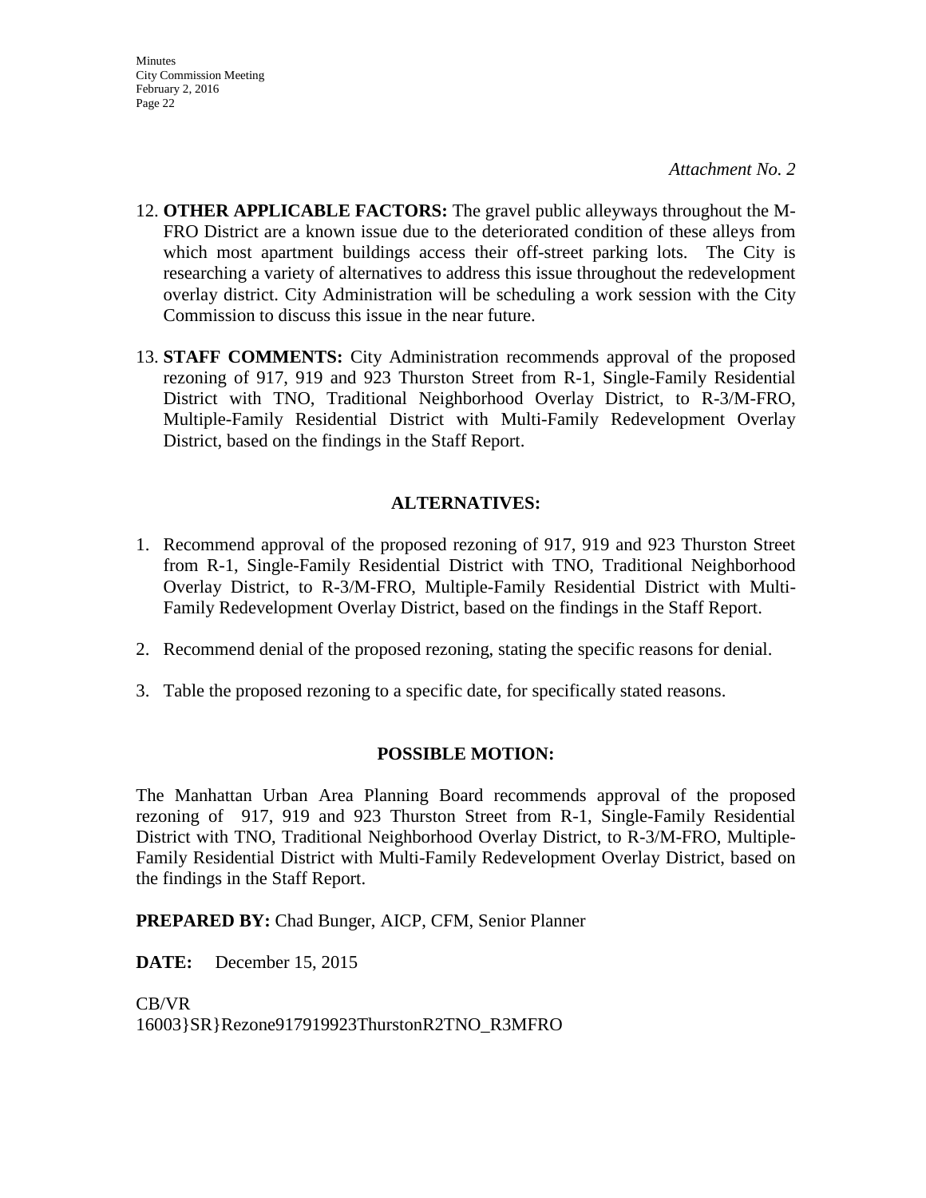*Attachment No. 2*

12. **OTHER APPLICABLE FACTORS:** The gravel public alleyways throughout the M-FRO District are a known issue due to the deteriorated condition of these alleys from which most apartment buildings access their off-street parking lots. The City is researching a variety of alternatives to address this issue throughout the redevelopment overlay district. City Administration will be scheduling a work session with the City Commission to discuss this issue in the near future.

13. **STAFF COMMENTS:** City Administration recommends approval of the proposed rezoning of 917, 919 and 923 Thurston Street from R-1, Single-Family Residential District with TNO, Traditional Neighborhood Overlay District, to R-3/M-FRO, Multiple-Family Residential District with Multi-Family Redevelopment Overlay District, based on the findings in the Staff Report.

## ALTERNATIVES:

1. Recommend approval of the proposed rezoning of 917, 919 and 923 Thurston Street from R-1, Single-Family Residential District with TNO, Traditional Neighborhood Overlay District, to R-3/M-FRO, Multiple-Family Residential District with Multi-Family Redevelopment Overlay District, based on the findings in the Staff Report.

2. Recommend denial of the proposed rezoning, stating the specific reasons for denial.

3. Table the proposed rezoning to a specific date, for specifically stated reasons.

## POSSIBLE MOTION:

The Manhattan Urban Area Planning Board recommends approval of the proposed rezoning of 917, 919 and 923 Thurston Street from R-1, Single-Family Residential District with TNO, Traditional Neighborhood Overlay District, to R-3/M-FRO, Multiple-Family Residential District with Multi-Family Redevelopment Overlay District, based on the findings in the Staff Report.

**PREPARED BY:** Chad Bunger, AICP, CFM, Senior Planner

**DATE:** December 15, 2015

CB/VR
16003}SR}Rezone917919923ThurstonR2TNO_R3MFRO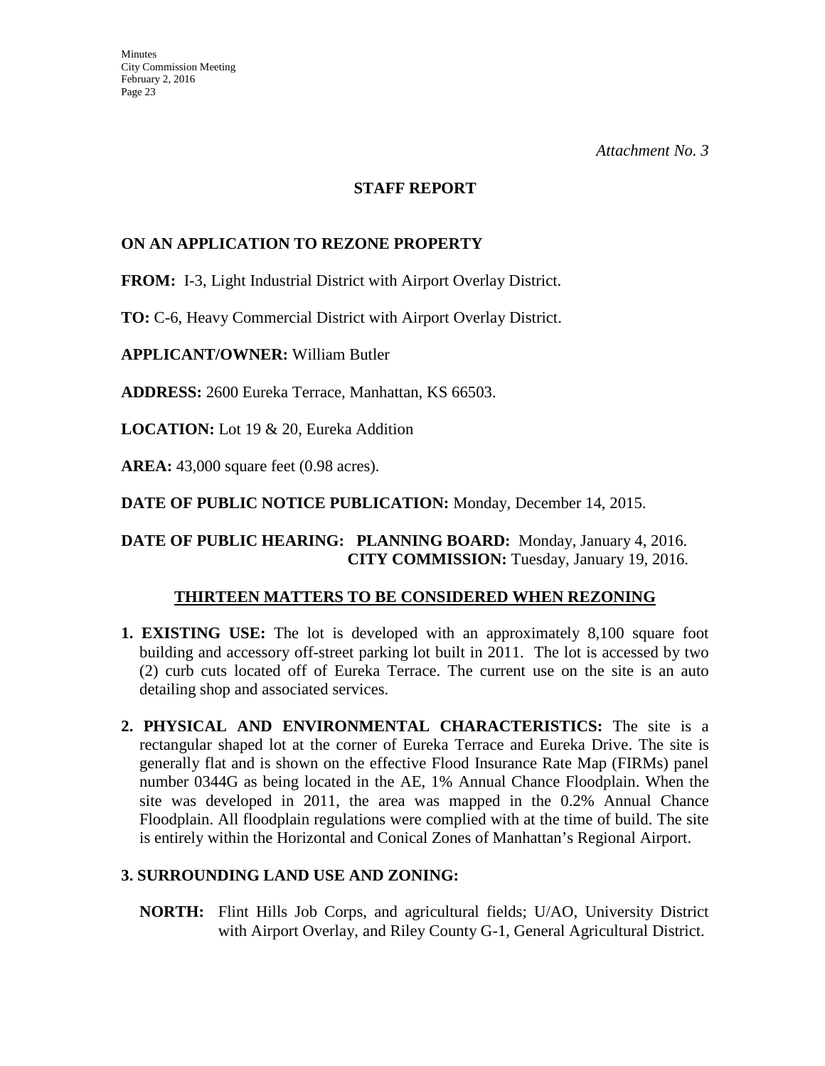*Attachment No. 3*

## STAFF REPORT

### ON AN APPLICATION TO REZONE PROPERTY

**FROM:** I-3, Light Industrial District with Airport Overlay District.

**TO:** C-6, Heavy Commercial District with Airport Overlay District.

**APPLICANT/OWNER:** William Butler

**ADDRESS:** 2600 Eureka Terrace, Manhattan, KS 66503.

**LOCATION:** Lot 19 & 20, Eureka Addition

**AREA:** 43,000 square feet (0.98 acres).

**DATE OF PUBLIC NOTICE PUBLICATION:** Monday, December 14, 2015.

**DATE OF PUBLIC HEARING:** **PLANNING BOARD:** Monday, January 4, 2016.
**CITY COMMISSION:** Tuesday, January 19, 2016.

### THIRTEEN MATTERS TO BE CONSIDERED WHEN REZONING

1. **EXISTING USE:** The lot is developed with an approximately 8,100 square foot building and accessory off-street parking lot built in 2011. The lot is accessed by two (2) curb cuts located off of Eureka Terrace. The current use on the site is an auto detailing shop and associated services.

2. **PHYSICAL AND ENVIRONMENTAL CHARACTERISTICS:** The site is a rectangular shaped lot at the corner of Eureka Terrace and Eureka Drive. The site is generally flat and is shown on the effective Flood Insurance Rate Map (FIRMs) panel number 0344G as being located in the AE, 1% Annual Chance Floodplain. When the site was developed in 2011, the area was mapped in the 0.2% Annual Chance Floodplain. All floodplain regulations were complied with at the time of build. The site is entirely within the Horizontal and Conical Zones of Manhattan's Regional Airport.

3. **SURROUNDING LAND USE AND ZONING:**

   **NORTH:** Flint Hills Job Corps, and agricultural fields; U/AO, University District with Airport Overlay, and Riley County G-1, General Agricultural District.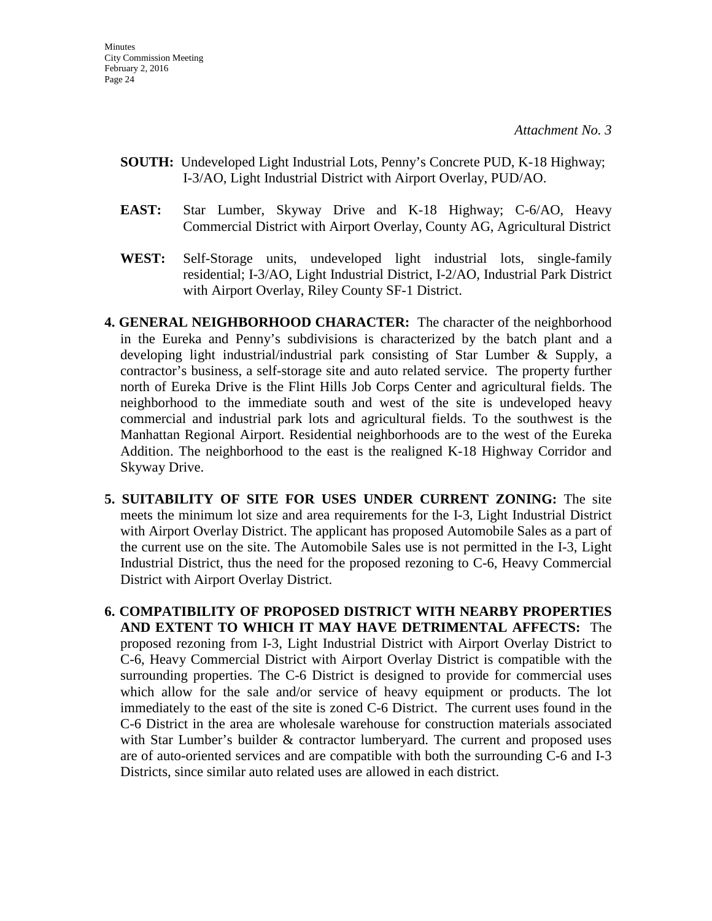*Attachment No. 3*

**SOUTH:** Undeveloped Light Industrial Lots, Penny's Concrete PUD, K-18 Highway; I-3/AO, Light Industrial District with Airport Overlay, PUD/AO.

**EAST:** Star Lumber, Skyway Drive and K-18 Highway; C-6/AO, Heavy Commercial District with Airport Overlay, County AG, Agricultural District

**WEST:** Self-Storage units, undeveloped light industrial lots, single-family residential; I-3/AO, Light Industrial District, I-2/AO, Industrial Park District with Airport Overlay, Riley County SF-1 District.

**4. GENERAL NEIGHBORHOOD CHARACTER:** The character of the neighborhood in the Eureka and Penny's subdivisions is characterized by the batch plant and a developing light industrial/industrial park consisting of Star Lumber & Supply, a contractor's business, a self-storage site and auto related service. The property further north of Eureka Drive is the Flint Hills Job Corps Center and agricultural fields. The neighborhood to the immediate south and west of the site is undeveloped heavy commercial and industrial park lots and agricultural fields. To the southwest is the Manhattan Regional Airport. Residential neighborhoods are to the west of the Eureka Addition. The neighborhood to the east is the realigned K-18 Highway Corridor and Skyway Drive.

**5. SUITABILITY OF SITE FOR USES UNDER CURRENT ZONING:** The site meets the minimum lot size and area requirements for the I-3, Light Industrial District with Airport Overlay District. The applicant has proposed Automobile Sales as a part of the current use on the site. The Automobile Sales use is not permitted in the I-3, Light Industrial District, thus the need for the proposed rezoning to C-6, Heavy Commercial District with Airport Overlay District.

**6. COMPATIBILITY OF PROPOSED DISTRICT WITH NEARBY PROPERTIES AND EXTENT TO WHICH IT MAY HAVE DETRIMENTAL AFFECTS:** The proposed rezoning from I-3, Light Industrial District with Airport Overlay District to C-6, Heavy Commercial District with Airport Overlay District is compatible with the surrounding properties. The C-6 District is designed to provide for commercial uses which allow for the sale and/or service of heavy equipment or products. The lot immediately to the east of the site is zoned C-6 District. The current uses found in the C-6 District in the area are wholesale warehouse for construction materials associated with Star Lumber's builder & contractor lumberyard. The current and proposed uses are of auto-oriented services and are compatible with both the surrounding C-6 and I-3 Districts, since similar auto related uses are allowed in each district.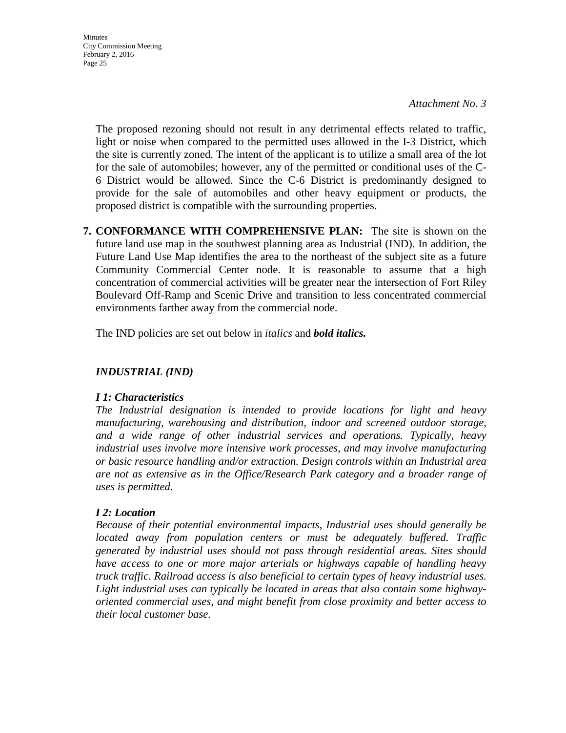*Attachment No. 3*

The proposed rezoning should not result in any detrimental effects related to traffic, light or noise when compared to the permitted uses allowed in the I-3 District, which the site is currently zoned. The intent of the applicant is to utilize a small area of the lot for the sale of automobiles; however, any of the permitted or conditional uses of the C-6 District would be allowed. Since the C-6 District is predominantly designed to provide for the sale of automobiles and other heavy equipment or products, the proposed district is compatible with the surrounding properties.

**7. CONFORMANCE WITH COMPREHENSIVE PLAN:** The site is shown on the future land use map in the southwest planning area as Industrial (IND). In addition, the Future Land Use Map identifies the area to the northeast of the subject site as a future Community Commercial Center node. It is reasonable to assume that a high concentration of commercial activities will be greater near the intersection of Fort Riley Boulevard Off-Ramp and Scenic Drive and transition to less concentrated commercial environments farther away from the commercial node.

The IND policies are set out below in *italics* and ***bold italics.***

***INDUSTRIAL (IND)***

***I 1: Characteristics***
*The Industrial designation is intended to provide locations for light and heavy manufacturing, warehousing and distribution, indoor and screened outdoor storage, and a wide range of other industrial services and operations. Typically, heavy industrial uses involve more intensive work processes, and may involve manufacturing or basic resource handling and/or extraction. Design controls within an Industrial area are not as extensive as in the Office/Research Park category and a broader range of uses is permitted.*

***I 2: Location***
*Because of their potential environmental impacts, Industrial uses should generally be located away from population centers or must be adequately buffered. Traffic generated by industrial uses should not pass through residential areas. Sites should have access to one or more major arterials or highways capable of handling heavy truck traffic. Railroad access is also beneficial to certain types of heavy industrial uses. Light industrial uses can typically be located in areas that also contain some highway-oriented commercial uses, and might benefit from close proximity and better access to their local customer base.*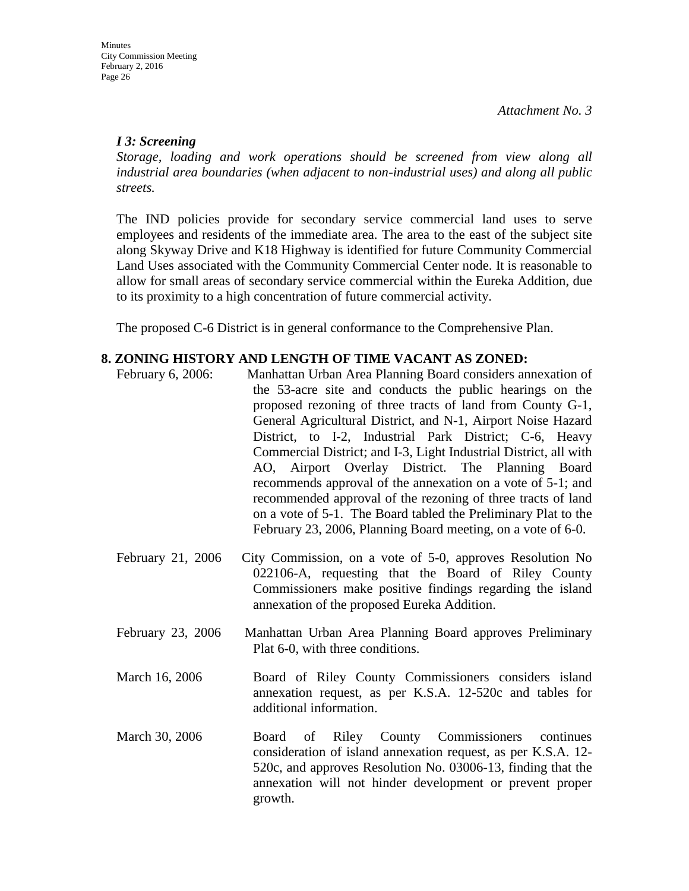*Attachment No. 3*

***I 3: Screening***

*Storage, loading and work operations should be screened from view along all industrial area boundaries (when adjacent to non-industrial uses) and along all public streets.*

The IND policies provide for secondary service commercial land uses to serve employees and residents of the immediate area. The area to the east of the subject site along Skyway Drive and K18 Highway is identified for future Community Commercial Land Uses associated with the Community Commercial Center node. It is reasonable to allow for small areas of secondary service commercial within the Eureka Addition, due to its proximity to a high concentration of future commercial activity.

The proposed C-6 District is in general conformance to the Comprehensive Plan.

**8. ZONING HISTORY AND LENGTH OF TIME VACANT AS ZONED:**

February 6, 2006: Manhattan Urban Area Planning Board considers annexation of the 53-acre site and conducts the public hearings on the proposed rezoning of three tracts of land from County G-1, General Agricultural District, and N-1, Airport Noise Hazard District, to I-2, Industrial Park District; C-6, Heavy Commercial District; and I-3, Light Industrial District, all with AO, Airport Overlay District. The Planning Board recommends approval of the annexation on a vote of 5-1; and recommended approval of the rezoning of three tracts of land on a vote of 5-1. The Board tabled the Preliminary Plat to the February 23, 2006, Planning Board meeting, on a vote of 6-0.

February 21, 2006 City Commission, on a vote of 5-0, approves Resolution No 022106-A, requesting that the Board of Riley County Commissioners make positive findings regarding the island annexation of the proposed Eureka Addition.

February 23, 2006 Manhattan Urban Area Planning Board approves Preliminary Plat 6-0, with three conditions.

March 16, 2006 Board of Riley County Commissioners considers island annexation request, as per K.S.A. 12-520c and tables for additional information.

March 30, 2006 Board of Riley County Commissioners continues consideration of island annexation request, as per K.S.A. 12-520c, and approves Resolution No. 03006-13, finding that the annexation will not hinder development or prevent proper growth.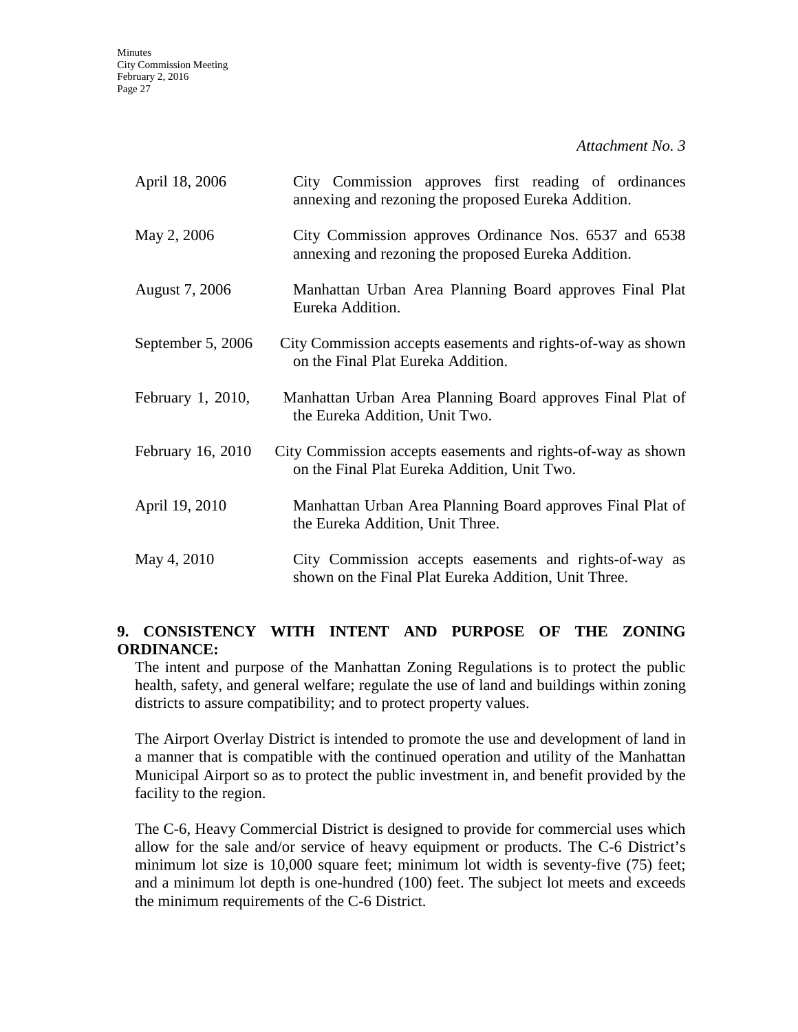*Attachment No. 3*

| | |
|---|---|
| April 18, 2006 | City Commission approves first reading of ordinances annexing and rezoning the proposed Eureka Addition. |
| May 2, 2006 | City Commission approves Ordinance Nos. 6537 and 6538 annexing and rezoning the proposed Eureka Addition. |
| August 7, 2006 | Manhattan Urban Area Planning Board approves Final Plat Eureka Addition. |
| September 5, 2006 | City Commission accepts easements and rights-of-way as shown on the Final Plat Eureka Addition. |
| February 1, 2010, | Manhattan Urban Area Planning Board approves Final Plat of the Eureka Addition, Unit Two. |
| February 16, 2010 | City Commission accepts easements and rights-of-way as shown on the Final Plat Eureka Addition, Unit Two. |
| April 19, 2010 | Manhattan Urban Area Planning Board approves Final Plat of the Eureka Addition, Unit Three. |
| May 4, 2010 | City Commission accepts easements and rights-of-way as shown on the Final Plat Eureka Addition, Unit Three. |

**9. CONSISTENCY WITH INTENT AND PURPOSE OF THE ZONING ORDINANCE:**

The intent and purpose of the Manhattan Zoning Regulations is to protect the public health, safety, and general welfare; regulate the use of land and buildings within zoning districts to assure compatibility; and to protect property values.

The Airport Overlay District is intended to promote the use and development of land in a manner that is compatible with the continued operation and utility of the Manhattan Municipal Airport so as to protect the public investment in, and benefit provided by the facility to the region.

The C-6, Heavy Commercial District is designed to provide for commercial uses which allow for the sale and/or service of heavy equipment or products. The C-6 District's minimum lot size is 10,000 square feet; minimum lot width is seventy-five (75) feet; and a minimum lot depth is one-hundred (100) feet. The subject lot meets and exceeds the minimum requirements of the C-6 District.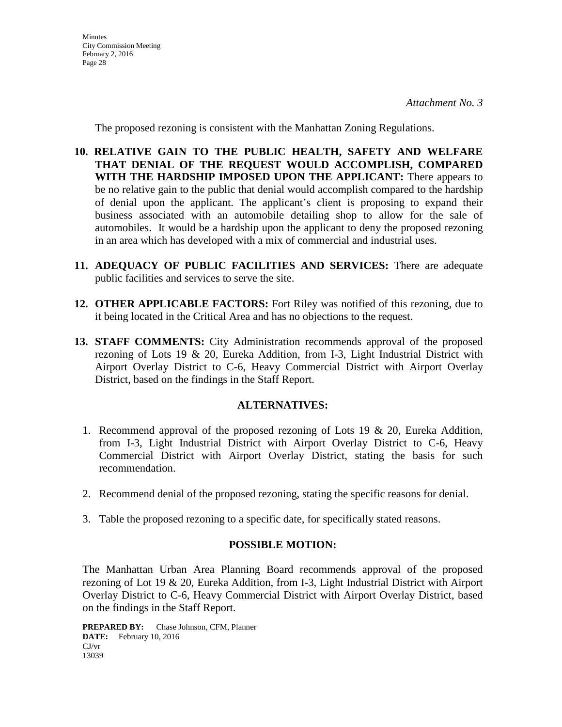*Attachment No. 3*

The proposed rezoning is consistent with the Manhattan Zoning Regulations.

10. **RELATIVE GAIN TO THE PUBLIC HEALTH, SAFETY AND WELFARE THAT DENIAL OF THE REQUEST WOULD ACCOMPLISH, COMPARED WITH THE HARDSHIP IMPOSED UPON THE APPLICANT:** There appears to be no relative gain to the public that denial would accomplish compared to the hardship of denial upon the applicant. The applicant's client is proposing to expand their business associated with an automobile detailing shop to allow for the sale of automobiles. It would be a hardship upon the applicant to deny the proposed rezoning in an area which has developed with a mix of commercial and industrial uses.

11. **ADEQUACY OF PUBLIC FACILITIES AND SERVICES:** There are adequate public facilities and services to serve the site.

12. **OTHER APPLICABLE FACTORS:** Fort Riley was notified of this rezoning, due to it being located in the Critical Area and has no objections to the request.

13. **STAFF COMMENTS:** City Administration recommends approval of the proposed rezoning of Lots 19 & 20, Eureka Addition, from I-3, Light Industrial District with Airport Overlay District to C-6, Heavy Commercial District with Airport Overlay District, based on the findings in the Staff Report.

## ALTERNATIVES:

1. Recommend approval of the proposed rezoning of Lots 19 & 20, Eureka Addition, from I-3, Light Industrial District with Airport Overlay District to C-6, Heavy Commercial District with Airport Overlay District, stating the basis for such recommendation.

2. Recommend denial of the proposed rezoning, stating the specific reasons for denial.

3. Table the proposed rezoning to a specific date, for specifically stated reasons.

## POSSIBLE MOTION:

The Manhattan Urban Area Planning Board recommends approval of the proposed rezoning of Lot 19 & 20, Eureka Addition, from I-3, Light Industrial District with Airport Overlay District to C-6, Heavy Commercial District with Airport Overlay District, based on the findings in the Staff Report.

**PREPARED BY:** Chase Johnson, CFM, Planner
**DATE:** February 10, 2016
CJ/vr
13039